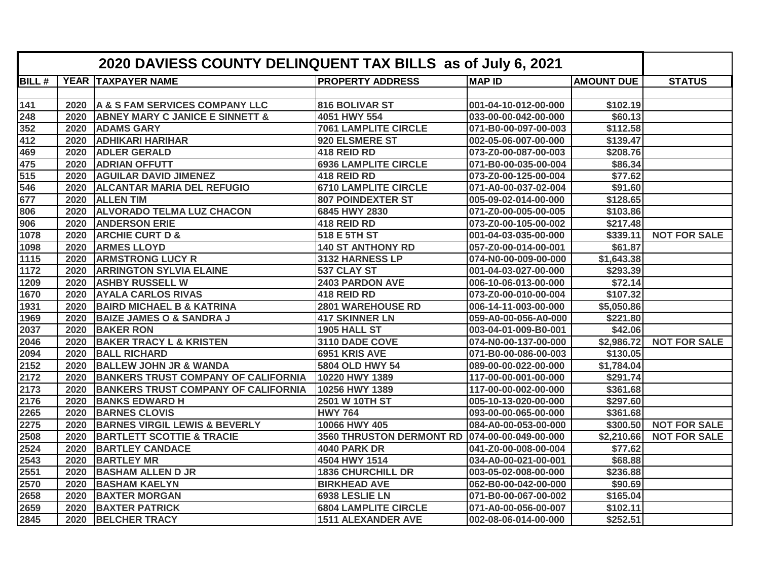# 2020 DAVIESS COUNTY DELINQUENT TAX BILLS as of July 6, 2021

| BILL # | YEAR | TAXPAYER NAME | PROPERTY ADDRESS | MAP ID | AMOUNT DUE | STATUS |
|---|---|---|---|---|---|---|
| | | | | | | |
| 141 | 2020 | A & S FAM SERVICES COMPANY LLC | 816 BOLIVAR ST | 001-04-10-012-00-000 | $102.19 | |
| 248 | 2020 | ABNEY MARY C JANICE E SINNETT & | 4051 HWY 554 | 033-00-00-042-00-000 | $60.13 | |
| 352 | 2020 | ADAMS GARY | 7061 LAMPLITE CIRCLE | 071-B0-00-097-00-003 | $112.58 | |
| 412 | 2020 | ADHIKARI HARIHAR | 920 ELSMERE ST | 002-05-06-007-00-000 | $139.47 | |
| 469 | 2020 | ADLER GERALD | 418 REID RD | 073-Z0-00-087-00-003 | $208.76 | |
| 475 | 2020 | ADRIAN OFFUTT | 6936 LAMPLITE CIRCLE | 071-B0-00-035-00-004 | $86.34 | |
| 515 | 2020 | AGUILAR DAVID JIMENEZ | 418 REID RD | 073-Z0-00-125-00-004 | $77.62 | |
| 546 | 2020 | ALCANTAR MARIA DEL REFUGIO | 6710 LAMPLITE CIRCLE | 071-A0-00-037-02-004 | $91.60 | |
| 677 | 2020 | ALLEN TIM | 807 POINDEXTER ST | 005-09-02-014-00-000 | $128.65 | |
| 806 | 2020 | ALVORADO TELMA LUZ CHACON | 6845 HWY 2830 | 071-Z0-00-005-00-005 | $103.86 | |
| 906 | 2020 | ANDERSON ERIE | 418 REID RD | 073-Z0-00-105-00-002 | $217.48 | |
| 1078 | 2020 | ARCHIE CURT D & | 518 E 5TH ST | 001-04-03-035-00-000 | $339.11 | NOT FOR SALE |
| 1098 | 2020 | ARMES LLOYD | 140 ST ANTHONY RD | 057-Z0-00-014-00-001 | $61.87 | |
| 1115 | 2020 | ARMSTRONG LUCY R | 3132 HARNESS LP | 074-N0-00-009-00-000 | $1,643.38 | |
| 1172 | 2020 | ARRINGTON SYLVIA ELAINE | 537 CLAY ST | 001-04-03-027-00-000 | $293.39 | |
| 1209 | 2020 | ASHBY RUSSELL W | 2403 PARDON AVE | 006-10-06-013-00-000 | $72.14 | |
| 1670 | 2020 | AYALA CARLOS RIVAS | 418 REID RD | 073-Z0-00-010-00-004 | $107.32 | |
| 1931 | 2020 | BAIRD MICHAEL B & KATRINA | 2801 WAREHOUSE RD | 006-14-11-003-00-000 | $5,050.86 | |
| 1969 | 2020 | BAIZE JAMES O & SANDRA J | 417 SKINNER LN | 059-A0-00-056-A0-000 | $221.80 | |
| 2037 | 2020 | BAKER RON | 1905 HALL ST | 003-04-01-009-B0-001 | $42.06 | |
| 2046 | 2020 | BAKER TRACY L & KRISTEN | 3110 DADE COVE | 074-N0-00-137-00-000 | $2,986.72 | NOT FOR SALE |
| 2094 | 2020 | BALL RICHARD | 6951 KRIS AVE | 071-B0-00-086-00-003 | $130.05 | |
| 2152 | 2020 | BALLEW JOHN JR & WANDA | 5804 OLD HWY 54 | 089-00-00-022-00-000 | $1,784.04 | |
| 2172 | 2020 | BANKERS TRUST COMPANY OF CALIFORNIA | 10220 HWY 1389 | 117-00-00-001-00-000 | $291.74 | |
| 2173 | 2020 | BANKERS TRUST COMPANY OF CALIFORNIA | 10256 HWY 1389 | 117-00-00-002-00-000 | $361.68 | |
| 2176 | 2020 | BANKS EDWARD H | 2501 W 10TH ST | 005-10-13-020-00-000 | $297.60 | |
| 2265 | 2020 | BARNES CLOVIS | HWY 764 | 093-00-00-065-00-000 | $361.68 | |
| 2275 | 2020 | BARNES VIRGIL LEWIS & BEVERLY | 10066 HWY 405 | 084-A0-00-053-00-000 | $300.50 | NOT FOR SALE |
| 2508 | 2020 | BARTLETT SCOTTIE & TRACIE | 3560 THRUSTON DERMONT RD | 074-00-00-049-00-000 | $2,210.66 | NOT FOR SALE |
| 2524 | 2020 | BARTLEY CANDACE | 4040 PARK DR | 041-Z0-00-008-00-004 | $77.62 | |
| 2543 | 2020 | BARTLEY MR | 4504 HWY 1514 | 034-A0-00-021-00-001 | $68.88 | |
| 2551 | 2020 | BASHAM ALLEN D JR | 1836 CHURCHILL DR | 003-05-02-008-00-000 | $236.88 | |
| 2570 | 2020 | BASHAM KAELYN | BIRKHEAD AVE | 062-B0-00-042-00-000 | $90.69 | |
| 2658 | 2020 | BAXTER MORGAN | 6938 LESLIE LN | 071-B0-00-067-00-002 | $165.04 | |
| 2659 | 2020 | BAXTER PATRICK | 6804 LAMPLITE CIRCLE | 071-A0-00-056-00-007 | $102.11 | |
| 2845 | 2020 | BELCHER TRACY | 1511 ALEXANDER AVE | 002-08-06-014-00-000 | $252.51 | |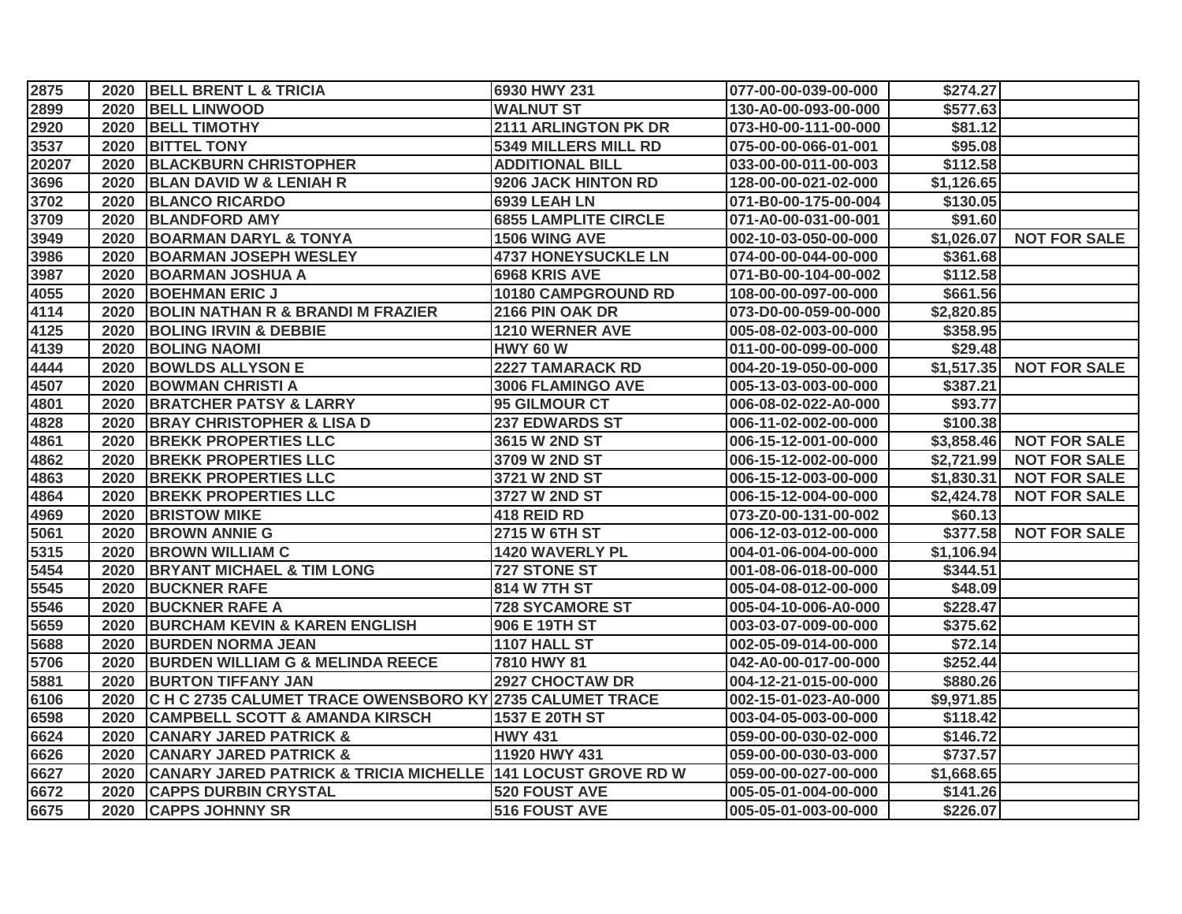| | | | | | | |
|---|---|---|---|---|---|---|
| 2875 | 2020 | BELL BRENT L & TRICIA | 6930 HWY 231 | 077-00-00-039-00-000 | $274.27 | |
| 2899 | 2020 | BELL LINWOOD | WALNUT ST | 130-A0-00-093-00-000 | $577.63 | |
| 2920 | 2020 | BELL TIMOTHY | 2111 ARLINGTON PK DR | 073-H0-00-111-00-000 | $81.12 | |
| 3537 | 2020 | BITTEL TONY | 5349 MILLERS MILL RD | 075-00-00-066-01-001 | $95.08 | |
| 20207 | 2020 | BLACKBURN CHRISTOPHER | ADDITIONAL BILL | 033-00-00-011-00-003 | $112.58 | |
| 3696 | 2020 | BLAN DAVID W & LENIAH R | 9206 JACK HINTON RD | 128-00-00-021-02-000 | $1,126.65 | |
| 3702 | 2020 | BLANCO RICARDO | 6939 LEAH LN | 071-B0-00-175-00-004 | $130.05 | |
| 3709 | 2020 | BLANDFORD AMY | 6855 LAMPLITE CIRCLE | 071-A0-00-031-00-001 | $91.60 | |
| 3949 | 2020 | BOARMAN DARYL & TONYA | 1506 WING AVE | 002-10-03-050-00-000 | $1,026.07 | NOT FOR SALE |
| 3986 | 2020 | BOARMAN JOSEPH WESLEY | 4737 HONEYSUCKLE LN | 074-00-00-044-00-000 | $361.68 | |
| 3987 | 2020 | BOARMAN JOSHUA A | 6968 KRIS AVE | 071-B0-00-104-00-002 | $112.58 | |
| 4055 | 2020 | BOEHMAN ERIC J | 10180 CAMPGROUND RD | 108-00-00-097-00-000 | $661.56 | |
| 4114 | 2020 | BOLIN NATHAN R & BRANDI M FRAZIER | 2166 PIN OAK DR | 073-D0-00-059-00-000 | $2,820.85 | |
| 4125 | 2020 | BOLING IRVIN & DEBBIE | 1210 WERNER AVE | 005-08-02-003-00-000 | $358.95 | |
| 4139 | 2020 | BOLING NAOMI | HWY 60 W | 011-00-00-099-00-000 | $29.48 | |
| 4444 | 2020 | BOWLDS ALLYSON E | 2227 TAMARACK RD | 004-20-19-050-00-000 | $1,517.35 | NOT FOR SALE |
| 4507 | 2020 | BOWMAN CHRISTI A | 3006 FLAMINGO AVE | 005-13-03-003-00-000 | $387.21 | |
| 4801 | 2020 | BRATCHER PATSY & LARRY | 95 GILMOUR CT | 006-08-02-022-A0-000 | $93.77 | |
| 4828 | 2020 | BRAY CHRISTOPHER & LISA D | 237 EDWARDS ST | 006-11-02-002-00-000 | $100.38 | |
| 4861 | 2020 | BREKK PROPERTIES LLC | 3615 W 2ND ST | 006-15-12-001-00-000 | $3,858.46 | NOT FOR SALE |
| 4862 | 2020 | BREKK PROPERTIES LLC | 3709 W 2ND ST | 006-15-12-002-00-000 | $2,721.99 | NOT FOR SALE |
| 4863 | 2020 | BREKK PROPERTIES LLC | 3721 W 2ND ST | 006-15-12-003-00-000 | $1,830.31 | NOT FOR SALE |
| 4864 | 2020 | BREKK PROPERTIES LLC | 3727 W 2ND ST | 006-15-12-004-00-000 | $2,424.78 | NOT FOR SALE |
| 4969 | 2020 | BRISTOW MIKE | 418 REID RD | 073-Z0-00-131-00-002 | $60.13 | |
| 5061 | 2020 | BROWN ANNIE G | 2715 W 6TH ST | 006-12-03-012-00-000 | $377.58 | NOT FOR SALE |
| 5315 | 2020 | BROWN WILLIAM C | 1420 WAVERLY PL | 004-01-06-004-00-000 | $1,106.94 | |
| 5454 | 2020 | BRYANT MICHAEL & TIM LONG | 727 STONE ST | 001-08-06-018-00-000 | $344.51 | |
| 5545 | 2020 | BUCKNER RAFE | 814 W 7TH ST | 005-04-08-012-00-000 | $48.09 | |
| 5546 | 2020 | BUCKNER RAFE A | 728 SYCAMORE ST | 005-04-10-006-A0-000 | $228.47 | |
| 5659 | 2020 | BURCHAM KEVIN & KAREN ENGLISH | 906 E 19TH ST | 003-03-07-009-00-000 | $375.62 | |
| 5688 | 2020 | BURDEN NORMA JEAN | 1107 HALL ST | 002-05-09-014-00-000 | $72.14 | |
| 5706 | 2020 | BURDEN WILLIAM G & MELINDA REECE | 7810 HWY 81 | 042-A0-00-017-00-000 | $252.44 | |
| 5881 | 2020 | BURTON TIFFANY JAN | 2927 CHOCTAW DR | 004-12-21-015-00-000 | $880.26 | |
| 6106 | 2020 | C H C 2735 CALUMET TRACE OWENSBORO KY | 2735 CALUMET TRACE | 002-15-01-023-A0-000 | $9,971.85 | |
| 6598 | 2020 | CAMPBELL SCOTT & AMANDA KIRSCH | 1537 E 20TH ST | 003-04-05-003-00-000 | $118.42 | |
| 6624 | 2020 | CANARY JARED PATRICK & | HWY 431 | 059-00-00-030-02-000 | $146.72 | |
| 6626 | 2020 | CANARY JARED PATRICK & | 11920 HWY 431 | 059-00-00-030-03-000 | $737.57 | |
| 6627 | 2020 | CANARY JARED PATRICK & TRICIA MICHELLE | 141 LOCUST GROVE RD W | 059-00-00-027-00-000 | $1,668.65 | |
| 6672 | 2020 | CAPPS DURBIN CRYSTAL | 520 FOUST AVE | 005-05-01-004-00-000 | $141.26 | |
| 6675 | 2020 | CAPPS JOHNNY SR | 516 FOUST AVE | 005-05-01-003-00-000 | $226.07 | |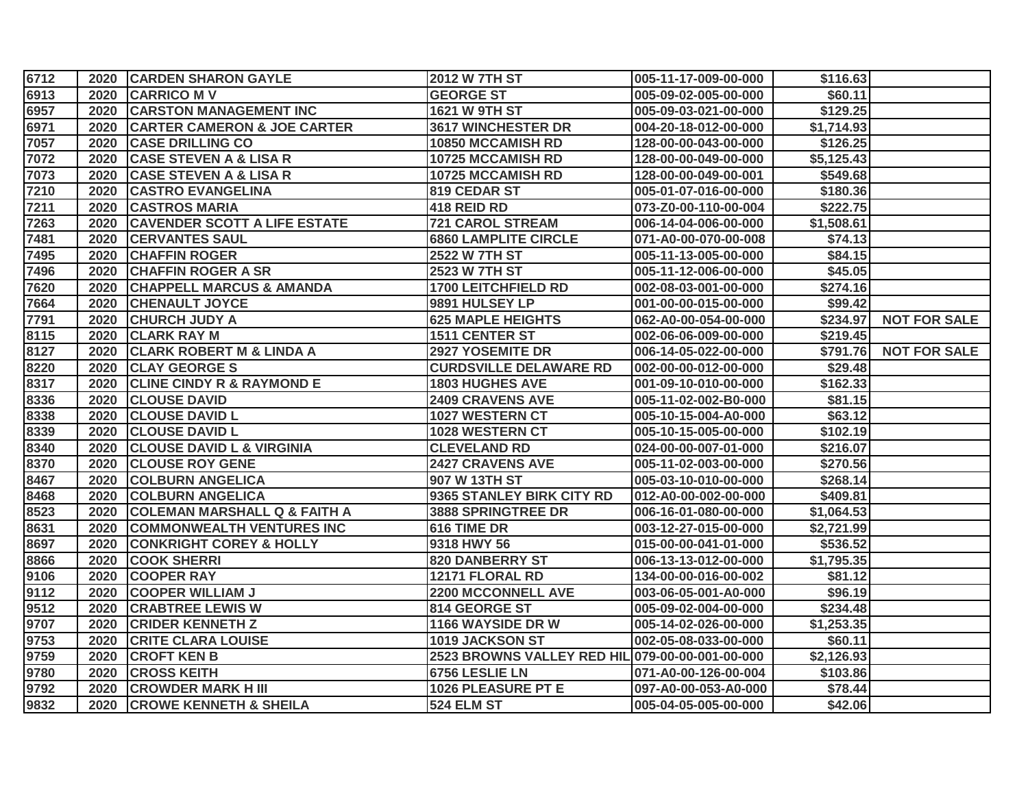| | | | | | | |
|---|---|---|---|---|---|---|
| 6712 | 2020 | CARDEN SHARON GAYLE | 2012 W 7TH ST | 005-11-17-009-00-000 | $116.63 | |
| 6913 | 2020 | CARRICO M V | GEORGE ST | 005-09-02-005-00-000 | $60.11 | |
| 6957 | 2020 | CARSTON MANAGEMENT INC | 1621 W 9TH ST | 005-09-03-021-00-000 | $129.25 | |
| 6971 | 2020 | CARTER CAMERON & JOE CARTER | 3617 WINCHESTER DR | 004-20-18-012-00-000 | $1,714.93 | |
| 7057 | 2020 | CASE DRILLING CO | 10850 MCCAMISH RD | 128-00-00-043-00-000 | $126.25 | |
| 7072 | 2020 | CASE STEVEN A & LISA R | 10725 MCCAMISH RD | 128-00-00-049-00-000 | $5,125.43 | |
| 7073 | 2020 | CASE STEVEN A & LISA R | 10725 MCCAMISH RD | 128-00-00-049-00-001 | $549.68 | |
| 7210 | 2020 | CASTRO EVANGELINA | 819 CEDAR ST | 005-01-07-016-00-000 | $180.36 | |
| 7211 | 2020 | CASTROS MARIA | 418 REID RD | 073-Z0-00-110-00-004 | $222.75 | |
| 7263 | 2020 | CAVENDER SCOTT A LIFE ESTATE | 721 CAROL STREAM | 006-14-04-006-00-000 | $1,508.61 | |
| 7481 | 2020 | CERVANTES SAUL | 6860 LAMPLITE CIRCLE | 071-A0-00-070-00-008 | $74.13 | |
| 7495 | 2020 | CHAFFIN ROGER | 2522 W 7TH ST | 005-11-13-005-00-000 | $84.15 | |
| 7496 | 2020 | CHAFFIN ROGER A SR | 2523 W 7TH ST | 005-11-12-006-00-000 | $45.05 | |
| 7620 | 2020 | CHAPPELL MARCUS & AMANDA | 1700 LEITCHFIELD RD | 002-08-03-001-00-000 | $274.16 | |
| 7664 | 2020 | CHENAULT JOYCE | 9891 HULSEY LP | 001-00-00-015-00-000 | $99.42 | |
| 7791 | 2020 | CHURCH JUDY A | 625 MAPLE HEIGHTS | 062-A0-00-054-00-000 | $234.97 | NOT FOR SALE |
| 8115 | 2020 | CLARK RAY M | 1511 CENTER ST | 002-06-06-009-00-000 | $219.45 | |
| 8127 | 2020 | CLARK ROBERT M & LINDA A | 2927 YOSEMITE DR | 006-14-05-022-00-000 | $791.76 | NOT FOR SALE |
| 8220 | 2020 | CLAY GEORGE S | CURDSVILLE DELAWARE RD | 002-00-00-012-00-000 | $29.48 | |
| 8317 | 2020 | CLINE CINDY R & RAYMOND E | 1803 HUGHES AVE | 001-09-10-010-00-000 | $162.33 | |
| 8336 | 2020 | CLOUSE DAVID | 2409 CRAVENS AVE | 005-11-02-002-B0-000 | $81.15 | |
| 8338 | 2020 | CLOUSE DAVID L | 1027 WESTERN CT | 005-10-15-004-A0-000 | $63.12 | |
| 8339 | 2020 | CLOUSE DAVID L | 1028 WESTERN CT | 005-10-15-005-00-000 | $102.19 | |
| 8340 | 2020 | CLOUSE DAVID L & VIRGINIA | CLEVELAND RD | 024-00-00-007-01-000 | $216.07 | |
| 8370 | 2020 | CLOUSE ROY GENE | 2427 CRAVENS AVE | 005-11-02-003-00-000 | $270.56 | |
| 8467 | 2020 | COLBURN ANGELICA | 907 W 13TH ST | 005-03-10-010-00-000 | $268.14 | |
| 8468 | 2020 | COLBURN ANGELICA | 9365 STANLEY BIRK CITY RD | 012-A0-00-002-00-000 | $409.81 | |
| 8523 | 2020 | COLEMAN MARSHALL Q & FAITH A | 3888 SPRINGTREE DR | 006-16-01-080-00-000 | $1,064.53 | |
| 8631 | 2020 | COMMONWEALTH VENTURES INC | 616 TIME DR | 003-12-27-015-00-000 | $2,721.99 | |
| 8697 | 2020 | CONKRIGHT COREY & HOLLY | 9318 HWY 56 | 015-00-00-041-01-000 | $536.52 | |
| 8866 | 2020 | COOK SHERRI | 820 DANBERRY ST | 006-13-13-012-00-000 | $1,795.35 | |
| 9106 | 2020 | COOPER RAY | 12171 FLORAL RD | 134-00-00-016-00-002 | $81.12 | |
| 9112 | 2020 | COOPER WILLIAM J | 2200 MCCONNELL AVE | 003-06-05-001-A0-000 | $96.19 | |
| 9512 | 2020 | CRABTREE LEWIS W | 814 GEORGE ST | 005-09-02-004-00-000 | $234.48 | |
| 9707 | 2020 | CRIDER KENNETH Z | 1166 WAYSIDE DR W | 005-14-02-026-00-000 | $1,253.35 | |
| 9753 | 2020 | CRITE CLARA LOUISE | 1019 JACKSON ST | 002-05-08-033-00-000 | $60.11 | |
| 9759 | 2020 | CROFT KEN B | 2523 BROWNS VALLEY RED HIL | 079-00-00-001-00-000 | $2,126.93 | |
| 9780 | 2020 | CROSS KEITH | 6756 LESLIE LN | 071-A0-00-126-00-004 | $103.86 | |
| 9792 | 2020 | CROWDER MARK H III | 1026 PLEASURE PT E | 097-A0-00-053-A0-000 | $78.44 | |
| 9832 | 2020 | CROWE KENNETH & SHEILA | 524 ELM ST | 005-04-05-005-00-000 | $42.06 | |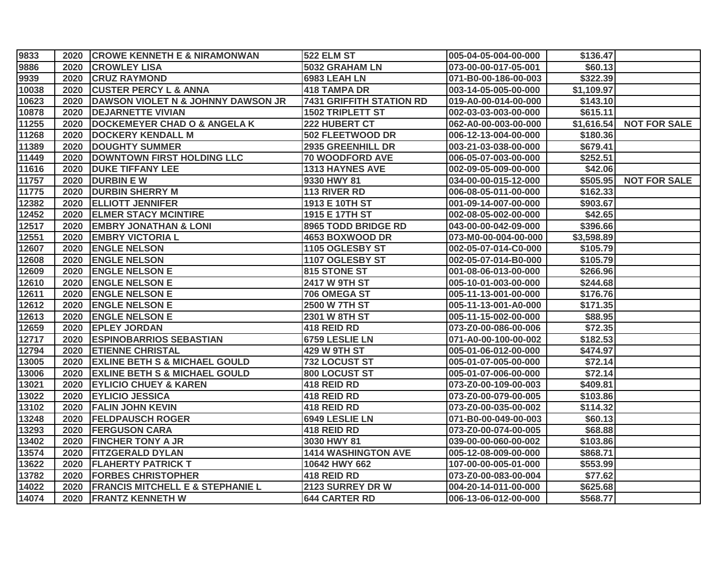| | | | | | | |
|---|---|---|---|---|---|---|
| 9833 | 2020 | CROWE KENNETH E & NIRAMONWAN | 522 ELM ST | 005-04-05-004-00-000 | $136.47 | |
| 9886 | 2020 | CROWLEY LISA | 5032 GRAHAM LN | 073-00-00-017-05-001 | $60.13 | |
| 9939 | 2020 | CRUZ RAYMOND | 6983 LEAH LN | 071-B0-00-186-00-003 | $322.39 | |
| 10038 | 2020 | CUSTER PERCY L & ANNA | 418 TAMPA DR | 003-14-05-005-00-000 | $1,109.97 | |
| 10623 | 2020 | DAWSON VIOLET N & JOHNNY DAWSON JR | 7431 GRIFFITH STATION RD | 019-A0-00-014-00-000 | $143.10 | |
| 10878 | 2020 | DEJARNETTE VIVIAN | 1502 TRIPLETT ST | 002-03-03-003-00-000 | $615.11 | |
| 11255 | 2020 | DOCKEMEYER CHAD O & ANGELA K | 222 HUBERT CT | 062-A0-00-003-00-000 | $1,616.54 | NOT FOR SALE |
| 11268 | 2020 | DOCKERY KENDALL M | 502 FLEETWOOD DR | 006-12-13-004-00-000 | $180.36 | |
| 11389 | 2020 | DOUGHTY SUMMER | 2935 GREENHILL DR | 003-21-03-038-00-000 | $679.41 | |
| 11449 | 2020 | DOWNTOWN FIRST HOLDING LLC | 70 WOODFORD AVE | 006-05-07-003-00-000 | $252.51 | |
| 11616 | 2020 | DUKE TIFFANY LEE | 1313 HAYNES AVE | 002-09-05-009-00-000 | $42.06 | |
| 11757 | 2020 | DURBIN E W | 9330 HWY 81 | 034-00-00-015-12-000 | $505.95 | NOT FOR SALE |
| 11775 | 2020 | DURBIN SHERRY M | 113 RIVER RD | 006-08-05-011-00-000 | $162.33 | |
| 12382 | 2020 | ELLIOTT JENNIFER | 1913 E 10TH ST | 001-09-14-007-00-000 | $903.67 | |
| 12452 | 2020 | ELMER STACY MCINTIRE | 1915 E 17TH ST | 002-08-05-002-00-000 | $42.65 | |
| 12517 | 2020 | EMBRY JONATHAN & LONI | 8965 TODD BRIDGE RD | 043-00-00-042-09-000 | $396.66 | |
| 12551 | 2020 | EMBRY VICTORIA L | 4653 BOXWOOD DR | 073-M0-00-004-00-000 | $3,598.89 | |
| 12607 | 2020 | ENGLE NELSON | 1105 OGLESBY ST | 002-05-07-014-C0-000 | $105.79 | |
| 12608 | 2020 | ENGLE NELSON | 1107 OGLESBY ST | 002-05-07-014-B0-000 | $105.79 | |
| 12609 | 2020 | ENGLE NELSON E | 815 STONE ST | 001-08-06-013-00-000 | $266.96 | |
| 12610 | 2020 | ENGLE NELSON E | 2417 W 9TH ST | 005-10-01-003-00-000 | $244.68 | |
| 12611 | 2020 | ENGLE NELSON E | 706 OMEGA ST | 005-11-13-001-00-000 | $176.76 | |
| 12612 | 2020 | ENGLE NELSON E | 2500 W 7TH ST | 005-11-13-001-A0-000 | $171.35 | |
| 12613 | 2020 | ENGLE NELSON E | 2301 W 8TH ST | 005-11-15-002-00-000 | $88.95 | |
| 12659 | 2020 | EPLEY JORDAN | 418 REID RD | 073-Z0-00-086-00-006 | $72.35 | |
| 12717 | 2020 | ESPINOBARRIOS SEBASTIAN | 6759 LESLIE LN | 071-A0-00-100-00-002 | $182.53 | |
| 12794 | 2020 | ETIENNE CHRISTAL | 429 W 9TH ST | 005-01-06-012-00-000 | $474.97 | |
| 13005 | 2020 | EXLINE BETH S & MICHAEL GOULD | 732 LOCUST ST | 005-01-07-005-00-000 | $72.14 | |
| 13006 | 2020 | EXLINE BETH S & MICHAEL GOULD | 800 LOCUST ST | 005-01-07-006-00-000 | $72.14 | |
| 13021 | 2020 | EYLICIO CHUEY & KAREN | 418 REID RD | 073-Z0-00-109-00-003 | $409.81 | |
| 13022 | 2020 | EYLICIO JESSICA | 418 REID RD | 073-Z0-00-079-00-005 | $103.86 | |
| 13102 | 2020 | FALIN JOHN KEVIN | 418 REID RD | 073-Z0-00-035-00-002 | $114.32 | |
| 13248 | 2020 | FELDPAUSCH ROGER | 6949 LESLIE LN | 071-B0-00-049-00-003 | $60.13 | |
| 13293 | 2020 | FERGUSON CARA | 418 REID RD | 073-Z0-00-074-00-005 | $68.88 | |
| 13402 | 2020 | FINCHER TONY A JR | 3030 HWY 81 | 039-00-00-060-00-002 | $103.86 | |
| 13574 | 2020 | FITZGERALD DYLAN | 1414 WASHINGTON AVE | 005-12-08-009-00-000 | $868.71 | |
| 13622 | 2020 | FLAHERTY PATRICK T | 10642 HWY 662 | 107-00-00-005-01-000 | $553.99 | |
| 13782 | 2020 | FORBES CHRISTOPHER | 418 REID RD | 073-Z0-00-083-00-004 | $77.62 | |
| 14022 | 2020 | FRANCIS MITCHELL E & STEPHANIE L | 2123 SURREY DR W | 004-20-14-011-00-000 | $625.68 | |
| 14074 | 2020 | FRANTZ KENNETH W | 644 CARTER RD | 006-13-06-012-00-000 | $568.77 | |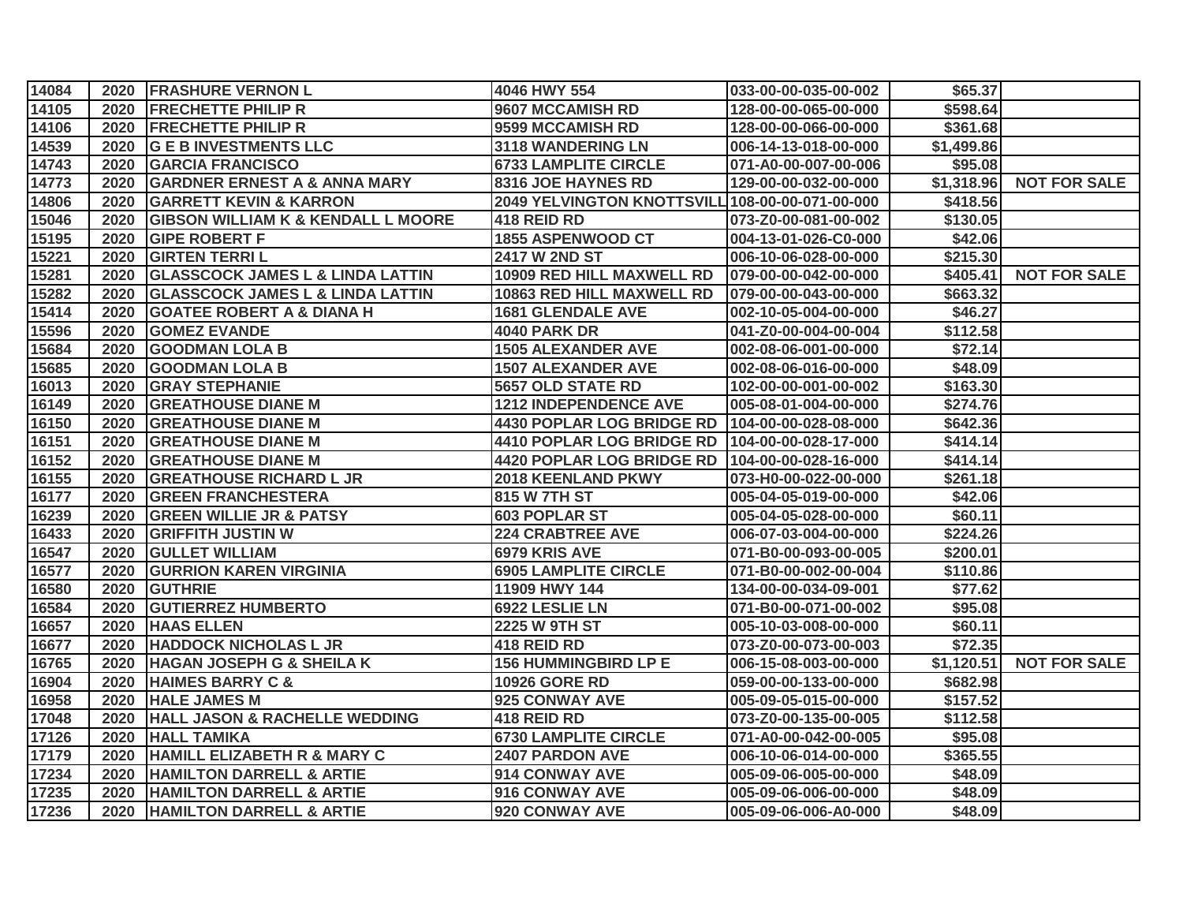| | | | | | | |
|---|---|---|---|---|---|---|
| 14084 | 2020 | FRASHURE VERNON L | 4046 HWY 554 | 033-00-00-035-00-002 | $65.37 | |
| 14105 | 2020 | FRECHETTE PHILIP R | 9607 MCCAMISH RD | 128-00-00-065-00-000 | $598.64 | |
| 14106 | 2020 | FRECHETTE PHILIP R | 9599 MCCAMISH RD | 128-00-00-066-00-000 | $361.68 | |
| 14539 | 2020 | G E B INVESTMENTS LLC | 3118 WANDERING LN | 006-14-13-018-00-000 | $1,499.86 | |
| 14743 | 2020 | GARCIA FRANCISCO | 6733 LAMPLITE CIRCLE | 071-A0-00-007-00-006 | $95.08 | |
| 14773 | 2020 | GARDNER ERNEST A & ANNA MARY | 8316 JOE HAYNES RD | 129-00-00-032-00-000 | $1,318.96 | NOT FOR SALE |
| 14806 | 2020 | GARRETT KEVIN & KARRON | 2049 YELVINGTON KNOTTSVILL | 108-00-00-071-00-000 | $418.56 | |
| 15046 | 2020 | GIBSON WILLIAM K & KENDALL L MOORE | 418 REID RD | 073-Z0-00-081-00-002 | $130.05 | |
| 15195 | 2020 | GIPE ROBERT F | 1855 ASPENWOOD CT | 004-13-01-026-C0-000 | $42.06 | |
| 15221 | 2020 | GIRTEN TERRI L | 2417 W 2ND ST | 006-10-06-028-00-000 | $215.30 | |
| 15281 | 2020 | GLASSCOCK JAMES L & LINDA LATTIN | 10909 RED HILL MAXWELL RD | 079-00-00-042-00-000 | $405.41 | NOT FOR SALE |
| 15282 | 2020 | GLASSCOCK JAMES L & LINDA LATTIN | 10863 RED HILL MAXWELL RD | 079-00-00-043-00-000 | $663.32 | |
| 15414 | 2020 | GOATEE ROBERT A & DIANA H | 1681 GLENDALE AVE | 002-10-05-004-00-000 | $46.27 | |
| 15596 | 2020 | GOMEZ EVANDE | 4040 PARK DR | 041-Z0-00-004-00-004 | $112.58 | |
| 15684 | 2020 | GOODMAN LOLA B | 1505 ALEXANDER AVE | 002-08-06-001-00-000 | $72.14 | |
| 15685 | 2020 | GOODMAN LOLA B | 1507 ALEXANDER AVE | 002-08-06-016-00-000 | $48.09 | |
| 16013 | 2020 | GRAY STEPHANIE | 5657 OLD STATE RD | 102-00-00-001-00-002 | $163.30 | |
| 16149 | 2020 | GREATHOUSE DIANE M | 1212 INDEPENDENCE AVE | 005-08-01-004-00-000 | $274.76 | |
| 16150 | 2020 | GREATHOUSE DIANE M | 4430 POPLAR LOG BRIDGE RD | 104-00-00-028-08-000 | $642.36 | |
| 16151 | 2020 | GREATHOUSE DIANE M | 4410 POPLAR LOG BRIDGE RD | 104-00-00-028-17-000 | $414.14 | |
| 16152 | 2020 | GREATHOUSE DIANE M | 4420 POPLAR LOG BRIDGE RD | 104-00-00-028-16-000 | $414.14 | |
| 16155 | 2020 | GREATHOUSE RICHARD L JR | 2018 KEENLAND PKWY | 073-H0-00-022-00-000 | $261.18 | |
| 16177 | 2020 | GREEN FRANCHESTERA | 815 W 7TH ST | 005-04-05-019-00-000 | $42.06 | |
| 16239 | 2020 | GREEN WILLIE JR & PATSY | 603 POPLAR ST | 005-04-05-028-00-000 | $60.11 | |
| 16433 | 2020 | GRIFFITH JUSTIN W | 224 CRABTREE AVE | 006-07-03-004-00-000 | $224.26 | |
| 16547 | 2020 | GULLET WILLIAM | 6979 KRIS AVE | 071-B0-00-093-00-005 | $200.01 | |
| 16577 | 2020 | GURRION KAREN VIRGINIA | 6905 LAMPLITE CIRCLE | 071-B0-00-002-00-004 | $110.86 | |
| 16580 | 2020 | GUTHRIE | 11909 HWY 144 | 134-00-00-034-09-001 | $77.62 | |
| 16584 | 2020 | GUTIERREZ HUMBERTO | 6922 LESLIE LN | 071-B0-00-071-00-002 | $95.08 | |
| 16657 | 2020 | HAAS ELLEN | 2225 W 9TH ST | 005-10-03-008-00-000 | $60.11 | |
| 16677 | 2020 | HADDOCK NICHOLAS L JR | 418 REID RD | 073-Z0-00-073-00-003 | $72.35 | |
| 16765 | 2020 | HAGAN JOSEPH G & SHEILA K | 156 HUMMINGBIRD LP E | 006-15-08-003-00-000 | $1,120.51 | NOT FOR SALE |
| 16904 | 2020 | HAIMES BARRY C & | 10926 GORE RD | 059-00-00-133-00-000 | $682.98 | |
| 16958 | 2020 | HALE JAMES M | 925 CONWAY AVE | 005-09-05-015-00-000 | $157.52 | |
| 17048 | 2020 | HALL JASON & RACHELLE WEDDING | 418 REID RD | 073-Z0-00-135-00-005 | $112.58 | |
| 17126 | 2020 | HALL TAMIKA | 6730 LAMPLITE CIRCLE | 071-A0-00-042-00-005 | $95.08 | |
| 17179 | 2020 | HAMILL ELIZABETH R & MARY C | 2407 PARDON AVE | 006-10-06-014-00-000 | $365.55 | |
| 17234 | 2020 | HAMILTON DARRELL & ARTIE | 914 CONWAY AVE | 005-09-06-005-00-000 | $48.09 | |
| 17235 | 2020 | HAMILTON DARRELL & ARTIE | 916 CONWAY AVE | 005-09-06-006-00-000 | $48.09 | |
| 17236 | 2020 | HAMILTON DARRELL & ARTIE | 920 CONWAY AVE | 005-09-06-006-A0-000 | $48.09 | |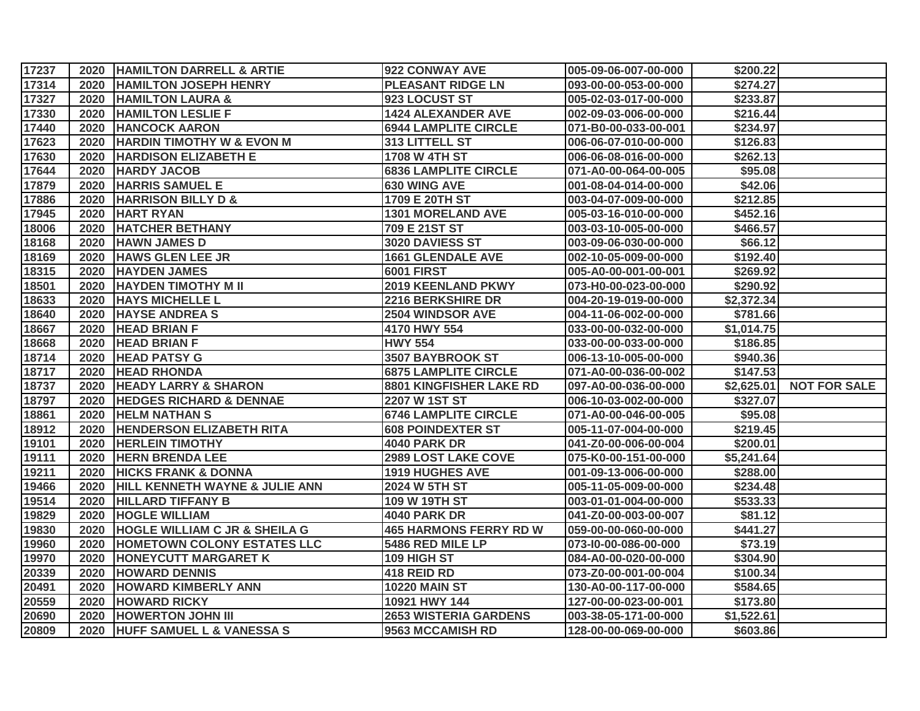| | | | | | | |
|---|---|---|---|---|---|---|
| 17237 | 2020 | HAMILTON DARRELL & ARTIE | 922 CONWAY AVE | 005-09-06-007-00-000 | $200.22 | |
| 17314 | 2020 | HAMILTON JOSEPH HENRY | PLEASANT RIDGE LN | 093-00-00-053-00-000 | $274.27 | |
| 17327 | 2020 | HAMILTON LAURA & | 923 LOCUST ST | 005-02-03-017-00-000 | $233.87 | |
| 17330 | 2020 | HAMILTON LESLIE F | 1424 ALEXANDER AVE | 002-09-03-006-00-000 | $216.44 | |
| 17440 | 2020 | HANCOCK AARON | 6944 LAMPLITE CIRCLE | 071-B0-00-033-00-001 | $234.97 | |
| 17623 | 2020 | HARDIN TIMOTHY W & EVON M | 313 LITTELL ST | 006-06-07-010-00-000 | $126.83 | |
| 17630 | 2020 | HARDISON ELIZABETH E | 1708 W 4TH ST | 006-06-08-016-00-000 | $262.13 | |
| 17644 | 2020 | HARDY JACOB | 6836 LAMPLITE CIRCLE | 071-A0-00-064-00-005 | $95.08 | |
| 17879 | 2020 | HARRIS SAMUEL E | 630 WING AVE | 001-08-04-014-00-000 | $42.06 | |
| 17886 | 2020 | HARRISON BILLY D & | 1709 E 20TH ST | 003-04-07-009-00-000 | $212.85 | |
| 17945 | 2020 | HART RYAN | 1301 MORELAND AVE | 005-03-16-010-00-000 | $452.16 | |
| 18006 | 2020 | HATCHER BETHANY | 709 E 21ST ST | 003-03-10-005-00-000 | $466.57 | |
| 18168 | 2020 | HAWN JAMES D | 3020 DAVIESS ST | 003-09-06-030-00-000 | $66.12 | |
| 18169 | 2020 | HAWS GLEN LEE JR | 1661 GLENDALE AVE | 002-10-05-009-00-000 | $192.40 | |
| 18315 | 2020 | HAYDEN JAMES | 6001 FIRST | 005-A0-00-001-00-001 | $269.92 | |
| 18501 | 2020 | HAYDEN TIMOTHY M II | 2019 KEENLAND PKWY | 073-H0-00-023-00-000 | $290.92 | |
| 18633 | 2020 | HAYS MICHELLE L | 2216 BERKSHIRE DR | 004-20-19-019-00-000 | $2,372.34 | |
| 18640 | 2020 | HAYSE ANDREA S | 2504 WINDSOR AVE | 004-11-06-002-00-000 | $781.66 | |
| 18667 | 2020 | HEAD BRIAN F | 4170 HWY 554 | 033-00-00-032-00-000 | $1,014.75 | |
| 18668 | 2020 | HEAD BRIAN F | HWY 554 | 033-00-00-033-00-000 | $186.85 | |
| 18714 | 2020 | HEAD PATSY G | 3507 BAYBROOK ST | 006-13-10-005-00-000 | $940.36 | |
| 18717 | 2020 | HEAD RHONDA | 6875 LAMPLITE CIRCLE | 071-A0-00-036-00-002 | $147.53 | |
| 18737 | 2020 | HEADY LARRY & SHARON | 8801 KINGFISHER LAKE RD | 097-A0-00-036-00-000 | $2,625.01 | NOT FOR SALE |
| 18797 | 2020 | HEDGES RICHARD & DENNAE | 2207 W 1ST ST | 006-10-03-002-00-000 | $327.07 | |
| 18861 | 2020 | HELM NATHAN S | 6746 LAMPLITE CIRCLE | 071-A0-00-046-00-005 | $95.08 | |
| 18912 | 2020 | HENDERSON ELIZABETH RITA | 608 POINDEXTER ST | 005-11-07-004-00-000 | $219.45 | |
| 19101 | 2020 | HERLEIN TIMOTHY | 4040 PARK DR | 041-Z0-00-006-00-004 | $200.01 | |
| 19111 | 2020 | HERN BRENDA LEE | 2989 LOST LAKE COVE | 075-K0-00-151-00-000 | $5,241.64 | |
| 19211 | 2020 | HICKS FRANK & DONNA | 1919 HUGHES AVE | 001-09-13-006-00-000 | $288.00 | |
| 19466 | 2020 | HILL KENNETH WAYNE & JULIE ANN | 2024 W 5TH ST | 005-11-05-009-00-000 | $234.48 | |
| 19514 | 2020 | HILLARD TIFFANY B | 109 W 19TH ST | 003-01-01-004-00-000 | $533.33 | |
| 19829 | 2020 | HOGLE WILLIAM | 4040 PARK DR | 041-Z0-00-003-00-007 | $81.12 | |
| 19830 | 2020 | HOGLE WILLIAM C JR & SHEILA G | 465 HARMONS FERRY RD W | 059-00-00-060-00-000 | $441.27 | |
| 19960 | 2020 | HOMETOWN COLONY ESTATES LLC | 5486 RED MILE LP | 073-I0-00-086-00-000 | $73.19 | |
| 19970 | 2020 | HONEYCUTT MARGARET K | 109 HIGH ST | 084-A0-00-020-00-000 | $304.90 | |
| 20339 | 2020 | HOWARD DENNIS | 418 REID RD | 073-Z0-00-001-00-004 | $100.34 | |
| 20491 | 2020 | HOWARD KIMBERLY ANN | 10220 MAIN ST | 130-A0-00-117-00-000 | $584.65 | |
| 20559 | 2020 | HOWARD RICKY | 10921 HWY 144 | 127-00-00-023-00-001 | $173.80 | |
| 20690 | 2020 | HOWERTON JOHN III | 2653 WISTERIA GARDENS | 003-38-05-171-00-000 | $1,522.61 | |
| 20809 | 2020 | HUFF SAMUEL L & VANESSA S | 9563 MCCAMISH RD | 128-00-00-069-00-000 | $603.86 | |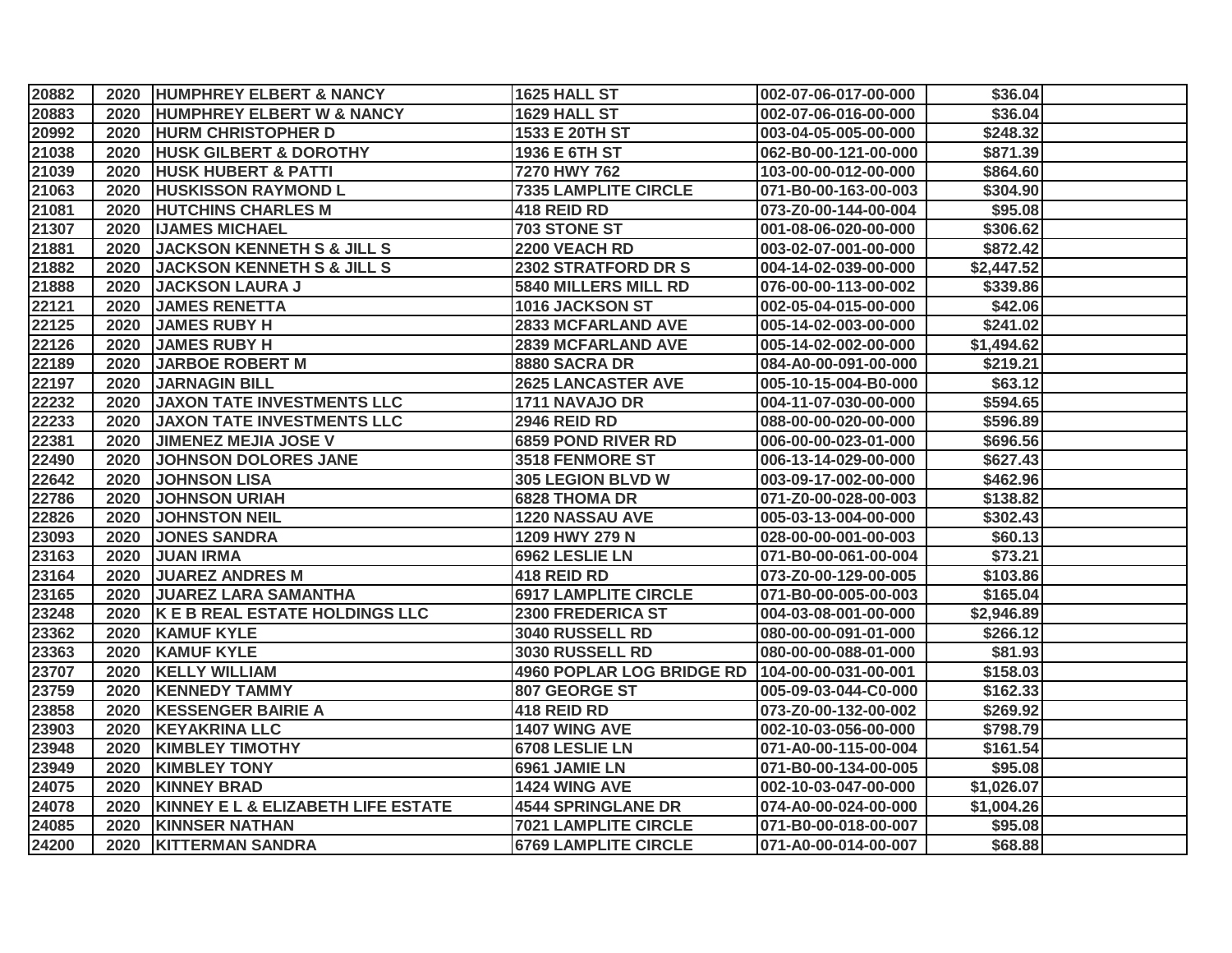| | | | | | | |
|---|---|---|---|---|---|---|
| 20882 | 2020 | HUMPHREY ELBERT & NANCY | 1625 HALL ST | 002-07-06-017-00-000 | $36.04 | |
| 20883 | 2020 | HUMPHREY ELBERT W & NANCY | 1629 HALL ST | 002-07-06-016-00-000 | $36.04 | |
| 20992 | 2020 | HURM CHRISTOPHER D | 1533 E 20TH ST | 003-04-05-005-00-000 | $248.32 | |
| 21038 | 2020 | HUSK GILBERT & DOROTHY | 1936 E 6TH ST | 062-B0-00-121-00-000 | $871.39 | |
| 21039 | 2020 | HUSK HUBERT & PATTI | 7270 HWY 762 | 103-00-00-012-00-000 | $864.60 | |
| 21063 | 2020 | HUSKISSON RAYMOND L | 7335 LAMPLITE CIRCLE | 071-B0-00-163-00-003 | $304.90 | |
| 21081 | 2020 | HUTCHINS CHARLES M | 418 REID RD | 073-Z0-00-144-00-004 | $95.08 | |
| 21307 | 2020 | IJAMES MICHAEL | 703 STONE ST | 001-08-06-020-00-000 | $306.62 | |
| 21881 | 2020 | JACKSON KENNETH S & JILL S | 2200 VEACH RD | 003-02-07-001-00-000 | $872.42 | |
| 21882 | 2020 | JACKSON KENNETH S & JILL S | 2302 STRATFORD DR S | 004-14-02-039-00-000 | $2,447.52 | |
| 21888 | 2020 | JACKSON LAURA J | 5840 MILLERS MILL RD | 076-00-00-113-00-002 | $339.86 | |
| 22121 | 2020 | JAMES RENETTA | 1016 JACKSON ST | 002-05-04-015-00-000 | $42.06 | |
| 22125 | 2020 | JAMES RUBY H | 2833 MCFARLAND AVE | 005-14-02-003-00-000 | $241.02 | |
| 22126 | 2020 | JAMES RUBY H | 2839 MCFARLAND AVE | 005-14-02-002-00-000 | $1,494.62 | |
| 22189 | 2020 | JARBOE ROBERT M | 8880 SACRA DR | 084-A0-00-091-00-000 | $219.21 | |
| 22197 | 2020 | JARNAGIN BILL | 2625 LANCASTER AVE | 005-10-15-004-B0-000 | $63.12 | |
| 22232 | 2020 | JAXON TATE INVESTMENTS LLC | 1711 NAVAJO DR | 004-11-07-030-00-000 | $594.65 | |
| 22233 | 2020 | JAXON TATE INVESTMENTS LLC | 2946 REID RD | 088-00-00-020-00-000 | $596.89 | |
| 22381 | 2020 | JIMENEZ MEJIA JOSE V | 6859 POND RIVER RD | 006-00-00-023-01-000 | $696.56 | |
| 22490 | 2020 | JOHNSON DOLORES JANE | 3518 FENMORE ST | 006-13-14-029-00-000 | $627.43 | |
| 22642 | 2020 | JOHNSON LISA | 305 LEGION BLVD W | 003-09-17-002-00-000 | $462.96 | |
| 22786 | 2020 | JOHNSON URIAH | 6828 THOMA DR | 071-Z0-00-028-00-003 | $138.82 | |
| 22826 | 2020 | JOHNSTON NEIL | 1220 NASSAU AVE | 005-03-13-004-00-000 | $302.43 | |
| 23093 | 2020 | JONES SANDRA | 1209 HWY 279 N | 028-00-00-001-00-003 | $60.13 | |
| 23163 | 2020 | JUAN IRMA | 6962 LESLIE LN | 071-B0-00-061-00-004 | $73.21 | |
| 23164 | 2020 | JUAREZ ANDRES M | 418 REID RD | 073-Z0-00-129-00-005 | $103.86 | |
| 23165 | 2020 | JUAREZ LARA SAMANTHA | 6917 LAMPLITE CIRCLE | 071-B0-00-005-00-003 | $165.04 | |
| 23248 | 2020 | K E B REAL ESTATE HOLDINGS LLC | 2300 FREDERICA ST | 004-03-08-001-00-000 | $2,946.89 | |
| 23362 | 2020 | KAMUF KYLE | 3040 RUSSELL RD | 080-00-00-091-01-000 | $266.12 | |
| 23363 | 2020 | KAMUF KYLE | 3030 RUSSELL RD | 080-00-00-088-01-000 | $81.93 | |
| 23707 | 2020 | KELLY WILLIAM | 4960 POPLAR LOG BRIDGE RD | 104-00-00-031-00-001 | $158.03 | |
| 23759 | 2020 | KENNEDY TAMMY | 807 GEORGE ST | 005-09-03-044-C0-000 | $162.33 | |
| 23858 | 2020 | KESSENGER BAIRIE A | 418 REID RD | 073-Z0-00-132-00-002 | $269.92 | |
| 23903 | 2020 | KEYAKRINA LLC | 1407 WING AVE | 002-10-03-056-00-000 | $798.79 | |
| 23948 | 2020 | KIMBLEY TIMOTHY | 6708 LESLIE LN | 071-A0-00-115-00-004 | $161.54 | |
| 23949 | 2020 | KIMBLEY TONY | 6961 JAMIE LN | 071-B0-00-134-00-005 | $95.08 | |
| 24075 | 2020 | KINNEY BRAD | 1424 WING AVE | 002-10-03-047-00-000 | $1,026.07 | |
| 24078 | 2020 | KINNEY E L & ELIZABETH LIFE ESTATE | 4544 SPRINGLANE DR | 074-A0-00-024-00-000 | $1,004.26 | |
| 24085 | 2020 | KINNSER NATHAN | 7021 LAMPLITE CIRCLE | 071-B0-00-018-00-007 | $95.08 | |
| 24200 | 2020 | KITTERMAN SANDRA | 6769 LAMPLITE CIRCLE | 071-A0-00-014-00-007 | $68.88 | |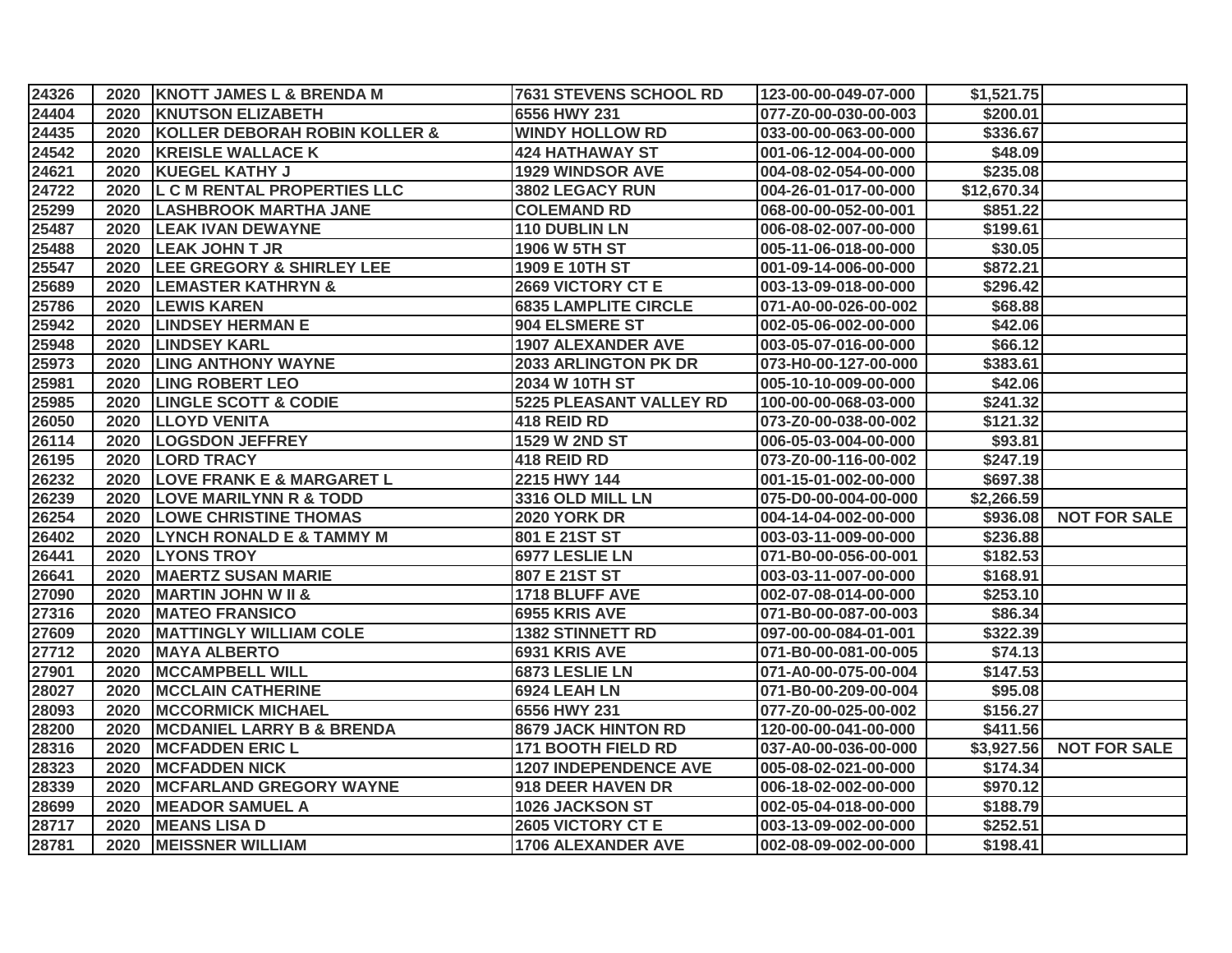| | | | | | | |
|---|---|---|---|---|---|---|
| 24326 | 2020 | KNOTT JAMES L & BRENDA M | 7631 STEVENS SCHOOL RD | 123-00-00-049-07-000 | $1,521.75 | |
| 24404 | 2020 | KNUTSON ELIZABETH | 6556 HWY 231 | 077-Z0-00-030-00-003 | $200.01 | |
| 24435 | 2020 | KOLLER DEBORAH ROBIN KOLLER & | WINDY HOLLOW RD | 033-00-00-063-00-000 | $336.67 | |
| 24542 | 2020 | KREISLE WALLACE K | 424 HATHAWAY ST | 001-06-12-004-00-000 | $48.09 | |
| 24621 | 2020 | KUEGEL KATHY J | 1929 WINDSOR AVE | 004-08-02-054-00-000 | $235.08 | |
| 24722 | 2020 | L C M RENTAL PROPERTIES LLC | 3802 LEGACY RUN | 004-26-01-017-00-000 | $12,670.34 | |
| 25299 | 2020 | LASHBROOK MARTHA JANE | COLEMAND RD | 068-00-00-052-00-001 | $851.22 | |
| 25487 | 2020 | LEAK IVAN DEWAYNE | 110 DUBLIN LN | 006-08-02-007-00-000 | $199.61 | |
| 25488 | 2020 | LEAK JOHN T JR | 1906 W 5TH ST | 005-11-06-018-00-000 | $30.05 | |
| 25547 | 2020 | LEE GREGORY & SHIRLEY LEE | 1909 E 10TH ST | 001-09-14-006-00-000 | $872.21 | |
| 25689 | 2020 | LEMASTER KATHRYN & | 2669 VICTORY CT E | 003-13-09-018-00-000 | $296.42 | |
| 25786 | 2020 | LEWIS KAREN | 6835 LAMPLITE CIRCLE | 071-A0-00-026-00-002 | $68.88 | |
| 25942 | 2020 | LINDSEY HERMAN E | 904 ELSMERE ST | 002-05-06-002-00-000 | $42.06 | |
| 25948 | 2020 | LINDSEY KARL | 1907 ALEXANDER AVE | 003-05-07-016-00-000 | $66.12 | |
| 25973 | 2020 | LING ANTHONY WAYNE | 2033 ARLINGTON PK DR | 073-H0-00-127-00-000 | $383.61 | |
| 25981 | 2020 | LING ROBERT LEO | 2034 W 10TH ST | 005-10-10-009-00-000 | $42.06 | |
| 25985 | 2020 | LINGLE SCOTT & CODIE | 5225 PLEASANT VALLEY RD | 100-00-00-068-03-000 | $241.32 | |
| 26050 | 2020 | LLOYD VENITA | 418 REID RD | 073-Z0-00-038-00-002 | $121.32 | |
| 26114 | 2020 | LOGSDON JEFFREY | 1529 W 2ND ST | 006-05-03-004-00-000 | $93.81 | |
| 26195 | 2020 | LORD TRACY | 418 REID RD | 073-Z0-00-116-00-002 | $247.19 | |
| 26232 | 2020 | LOVE FRANK E & MARGARET L | 2215 HWY 144 | 001-15-01-002-00-000 | $697.38 | |
| 26239 | 2020 | LOVE MARILYNN R & TODD | 3316 OLD MILL LN | 075-D0-00-004-00-000 | $2,266.59 | |
| 26254 | 2020 | LOWE CHRISTINE THOMAS | 2020 YORK DR | 004-14-04-002-00-000 | $936.08 | NOT FOR SALE |
| 26402 | 2020 | LYNCH RONALD E & TAMMY M | 801 E 21ST ST | 003-03-11-009-00-000 | $236.88 | |
| 26441 | 2020 | LYONS TROY | 6977 LESLIE LN | 071-B0-00-056-00-001 | $182.53 | |
| 26641 | 2020 | MAERTZ SUSAN MARIE | 807 E 21ST ST | 003-03-11-007-00-000 | $168.91 | |
| 27090 | 2020 | MARTIN JOHN W II & | 1718 BLUFF AVE | 002-07-08-014-00-000 | $253.10 | |
| 27316 | 2020 | MATEO FRANSICO | 6955 KRIS AVE | 071-B0-00-087-00-003 | $86.34 | |
| 27609 | 2020 | MATTINGLY WILLIAM COLE | 1382 STINNETT RD | 097-00-00-084-01-001 | $322.39 | |
| 27712 | 2020 | MAYA ALBERTO | 6931 KRIS AVE | 071-B0-00-081-00-005 | $74.13 | |
| 27901 | 2020 | MCCAMPBELL WILL | 6873 LESLIE LN | 071-A0-00-075-00-004 | $147.53 | |
| 28027 | 2020 | MCCLAIN CATHERINE | 6924 LEAH LN | 071-B0-00-209-00-004 | $95.08 | |
| 28093 | 2020 | MCCORMICK MICHAEL | 6556 HWY 231 | 077-Z0-00-025-00-002 | $156.27 | |
| 28200 | 2020 | MCDANIEL LARRY B & BRENDA | 8679 JACK HINTON RD | 120-00-00-041-00-000 | $411.56 | |
| 28316 | 2020 | MCFADDEN ERIC L | 171 BOOTH FIELD RD | 037-A0-00-036-00-000 | $3,927.56 | NOT FOR SALE |
| 28323 | 2020 | MCFADDEN NICK | 1207 INDEPENDENCE AVE | 005-08-02-021-00-000 | $174.34 | |
| 28339 | 2020 | MCFARLAND GREGORY WAYNE | 918 DEER HAVEN DR | 006-18-02-002-00-000 | $970.12 | |
| 28699 | 2020 | MEADOR SAMUEL A | 1026 JACKSON ST | 002-05-04-018-00-000 | $188.79 | |
| 28717 | 2020 | MEANS LISA D | 2605 VICTORY CT E | 003-13-09-002-00-000 | $252.51 | |
| 28781 | 2020 | MEISSNER WILLIAM | 1706 ALEXANDER AVE | 002-08-09-002-00-000 | $198.41 | |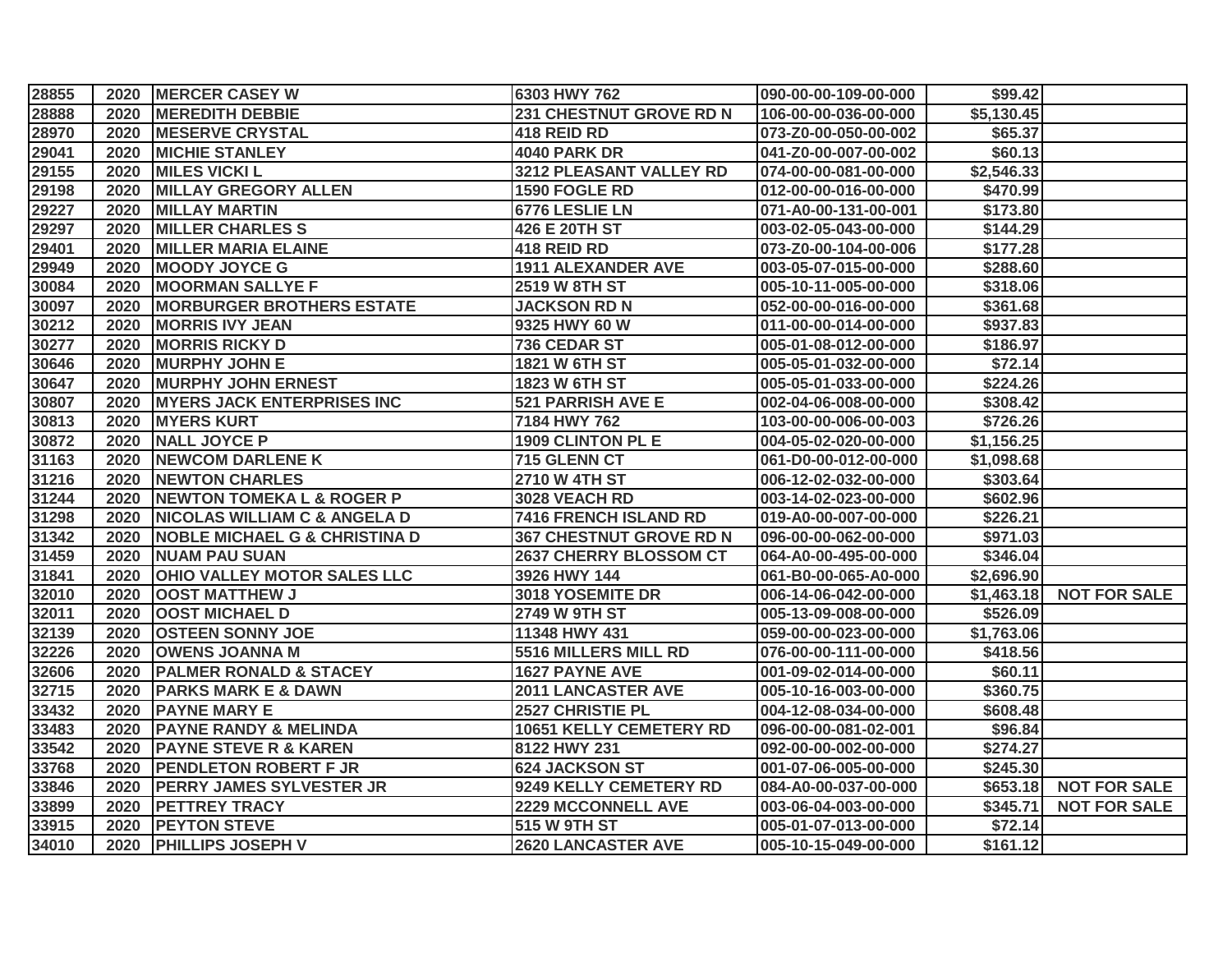| | | | | | | |
|---|---|---|---|---|---|---|
| 28855 | 2020 | MERCER CASEY W | 6303 HWY 762 | 090-00-00-109-00-000 | $99.42 | |
| 28888 | 2020 | MEREDITH DEBBIE | 231 CHESTNUT GROVE RD N | 106-00-00-036-00-000 | $5,130.45 | |
| 28970 | 2020 | MESERVE CRYSTAL | 418 REID RD | 073-Z0-00-050-00-002 | $65.37 | |
| 29041 | 2020 | MICHIE STANLEY | 4040 PARK DR | 041-Z0-00-007-00-002 | $60.13 | |
| 29155 | 2020 | MILES VICKI L | 3212 PLEASANT VALLEY RD | 074-00-00-081-00-000 | $2,546.33 | |
| 29198 | 2020 | MILLAY GREGORY ALLEN | 1590 FOGLE RD | 012-00-00-016-00-000 | $470.99 | |
| 29227 | 2020 | MILLAY MARTIN | 6776 LESLIE LN | 071-A0-00-131-00-001 | $173.80 | |
| 29297 | 2020 | MILLER CHARLES S | 426 E 20TH ST | 003-02-05-043-00-000 | $144.29 | |
| 29401 | 2020 | MILLER MARIA ELAINE | 418 REID RD | 073-Z0-00-104-00-006 | $177.28 | |
| 29949 | 2020 | MOODY JOYCE G | 1911 ALEXANDER AVE | 003-05-07-015-00-000 | $288.60 | |
| 30084 | 2020 | MOORMAN SALLYE F | 2519 W 8TH ST | 005-10-11-005-00-000 | $318.06 | |
| 30097 | 2020 | MORBURGER BROTHERS ESTATE | JACKSON RD N | 052-00-00-016-00-000 | $361.68 | |
| 30212 | 2020 | MORRIS IVY JEAN | 9325 HWY 60 W | 011-00-00-014-00-000 | $937.83 | |
| 30277 | 2020 | MORRIS RICKY D | 736 CEDAR ST | 005-01-08-012-00-000 | $186.97 | |
| 30646 | 2020 | MURPHY JOHN E | 1821 W 6TH ST | 005-05-01-032-00-000 | $72.14 | |
| 30647 | 2020 | MURPHY JOHN ERNEST | 1823 W 6TH ST | 005-05-01-033-00-000 | $224.26 | |
| 30807 | 2020 | MYERS JACK ENTERPRISES INC | 521 PARRISH AVE E | 002-04-06-008-00-000 | $308.42 | |
| 30813 | 2020 | MYERS KURT | 7184 HWY 762 | 103-00-00-006-00-003 | $726.26 | |
| 30872 | 2020 | NALL JOYCE P | 1909 CLINTON PL E | 004-05-02-020-00-000 | $1,156.25 | |
| 31163 | 2020 | NEWCOM DARLENE K | 715 GLENN CT | 061-D0-00-012-00-000 | $1,098.68 | |
| 31216 | 2020 | NEWTON CHARLES | 2710 W 4TH ST | 006-12-02-032-00-000 | $303.64 | |
| 31244 | 2020 | NEWTON TOMEKA L & ROGER P | 3028 VEACH RD | 003-14-02-023-00-000 | $602.96 | |
| 31298 | 2020 | NICOLAS WILLIAM C & ANGELA D | 7416 FRENCH ISLAND RD | 019-A0-00-007-00-000 | $226.21 | |
| 31342 | 2020 | NOBLE MICHAEL G & CHRISTINA D | 367 CHESTNUT GROVE RD N | 096-00-00-062-00-000 | $971.03 | |
| 31459 | 2020 | NUAM PAU SUAN | 2637 CHERRY BLOSSOM CT | 064-A0-00-495-00-000 | $346.04 | |
| 31841 | 2020 | OHIO VALLEY MOTOR SALES LLC | 3926 HWY 144 | 061-B0-00-065-A0-000 | $2,696.90 | |
| 32010 | 2020 | OOST MATTHEW J | 3018 YOSEMITE DR | 006-14-06-042-00-000 | $1,463.18 | NOT FOR SALE |
| 32011 | 2020 | OOST MICHAEL D | 2749 W 9TH ST | 005-13-09-008-00-000 | $526.09 | |
| 32139 | 2020 | OSTEEN SONNY JOE | 11348 HWY 431 | 059-00-00-023-00-000 | $1,763.06 | |
| 32226 | 2020 | OWENS JOANNA M | 5516 MILLERS MILL RD | 076-00-00-111-00-000 | $418.56 | |
| 32606 | 2020 | PALMER RONALD & STACEY | 1627 PAYNE AVE | 001-09-02-014-00-000 | $60.11 | |
| 32715 | 2020 | PARKS MARK E & DAWN | 2011 LANCASTER AVE | 005-10-16-003-00-000 | $360.75 | |
| 33432 | 2020 | PAYNE MARY E | 2527 CHRISTIE PL | 004-12-08-034-00-000 | $608.48 | |
| 33483 | 2020 | PAYNE RANDY & MELINDA | 10651 KELLY CEMETERY RD | 096-00-00-081-02-001 | $96.84 | |
| 33542 | 2020 | PAYNE STEVE R & KAREN | 8122 HWY 231 | 092-00-00-002-00-000 | $274.27 | |
| 33768 | 2020 | PENDLETON ROBERT F JR | 624 JACKSON ST | 001-07-06-005-00-000 | $245.30 | |
| 33846 | 2020 | PERRY JAMES SYLVESTER JR | 9249 KELLY CEMETERY RD | 084-A0-00-037-00-000 | $653.18 | NOT FOR SALE |
| 33899 | 2020 | PETTREY TRACY | 2229 MCCONNELL AVE | 003-06-04-003-00-000 | $345.71 | NOT FOR SALE |
| 33915 | 2020 | PEYTON STEVE | 515 W 9TH ST | 005-01-07-013-00-000 | $72.14 | |
| 34010 | 2020 | PHILLIPS JOSEPH V | 2620 LANCASTER AVE | 005-10-15-049-00-000 | $161.12 | |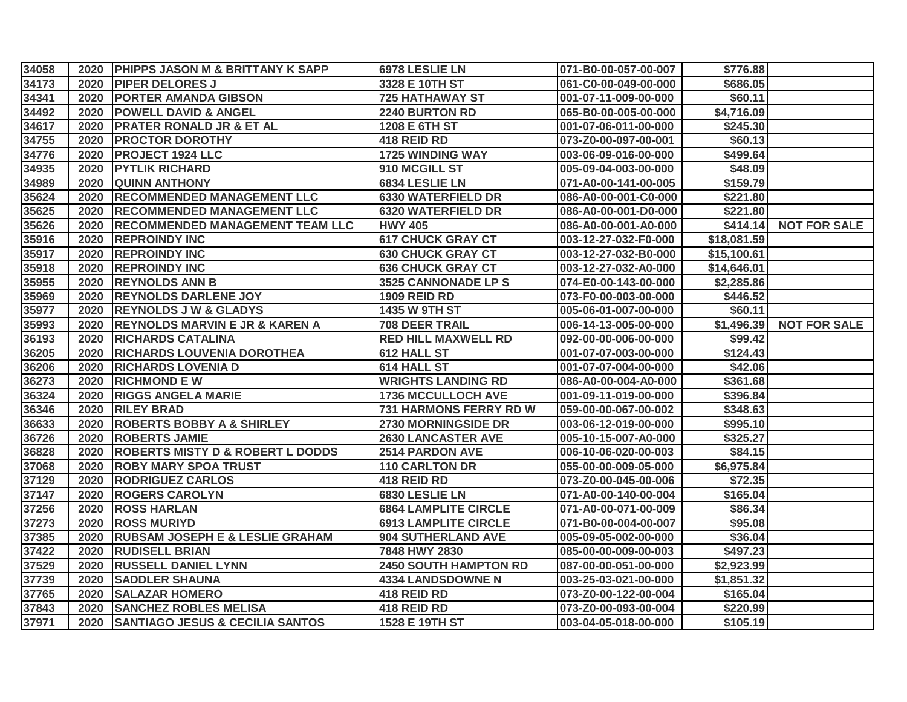| | | | | | | |
|---|---|---|---|---|---|---|
| 34058 | 2020 | PHIPPS JASON M & BRITTANY K SAPP | 6978 LESLIE LN | 071-B0-00-057-00-007 | $776.88 | |
| 34173 | 2020 | PIPER DELORES J | 3328 E 10TH ST | 061-C0-00-049-00-000 | $686.05 | |
| 34341 | 2020 | PORTER AMANDA GIBSON | 725 HATHAWAY ST | 001-07-11-009-00-000 | $60.11 | |
| 34492 | 2020 | POWELL DAVID & ANGEL | 2240 BURTON RD | 065-B0-00-005-00-000 | $4,716.09 | |
| 34617 | 2020 | PRATER RONALD JR & ET AL | 1208 E 6TH ST | 001-07-06-011-00-000 | $245.30 | |
| 34755 | 2020 | PROCTOR DOROTHY | 418 REID RD | 073-Z0-00-097-00-001 | $60.13 | |
| 34776 | 2020 | PROJECT 1924 LLC | 1725 WINDING WAY | 003-06-09-016-00-000 | $499.64 | |
| 34935 | 2020 | PYTLIK RICHARD | 910 MCGILL ST | 005-09-04-003-00-000 | $48.09 | |
| 34989 | 2020 | QUINN ANTHONY | 6834 LESLIE LN | 071-A0-00-141-00-005 | $159.79 | |
| 35624 | 2020 | RECOMMENDED MANAGEMENT LLC | 6330 WATERFIELD DR | 086-A0-00-001-C0-000 | $221.80 | |
| 35625 | 2020 | RECOMMENDED MANAGEMENT LLC | 6320 WATERFIELD DR | 086-A0-00-001-D0-000 | $221.80 | |
| 35626 | 2020 | RECOMMENDED MANAGEMENT TEAM LLC | HWY 405 | 086-A0-00-001-A0-000 | $414.14 | NOT FOR SALE |
| 35916 | 2020 | REPROINDY INC | 617 CHUCK GRAY CT | 003-12-27-032-F0-000 | $18,081.59 | |
| 35917 | 2020 | REPROINDY INC | 630 CHUCK GRAY CT | 003-12-27-032-B0-000 | $15,100.61 | |
| 35918 | 2020 | REPROINDY INC | 636 CHUCK GRAY CT | 003-12-27-032-A0-000 | $14,646.01 | |
| 35955 | 2020 | REYNOLDS ANN B | 3525 CANNONADE LP S | 074-E0-00-143-00-000 | $2,285.86 | |
| 35969 | 2020 | REYNOLDS DARLENE JOY | 1909 REID RD | 073-F0-00-003-00-000 | $446.52 | |
| 35977 | 2020 | REYNOLDS J W & GLADYS | 1435 W 9TH ST | 005-06-01-007-00-000 | $60.11 | |
| 35993 | 2020 | REYNOLDS MARVIN E JR & KAREN A | 708 DEER TRAIL | 006-14-13-005-00-000 | $1,496.39 | NOT FOR SALE |
| 36193 | 2020 | RICHARDS CATALINA | RED HILL MAXWELL RD | 092-00-00-006-00-000 | $99.42 | |
| 36205 | 2020 | RICHARDS LOUVENIA DOROTHEA | 612 HALL ST | 001-07-07-003-00-000 | $124.43 | |
| 36206 | 2020 | RICHARDS LOVENIA D | 614 HALL ST | 001-07-07-004-00-000 | $42.06 | |
| 36273 | 2020 | RICHMOND E W | WRIGHTS LANDING RD | 086-A0-00-004-A0-000 | $361.68 | |
| 36324 | 2020 | RIGGS ANGELA MARIE | 1736 MCCULLOCH AVE | 001-09-11-019-00-000 | $396.84 | |
| 36346 | 2020 | RILEY BRAD | 731 HARMONS FERRY RD W | 059-00-00-067-00-002 | $348.63 | |
| 36633 | 2020 | ROBERTS BOBBY A & SHIRLEY | 2730 MORNINGSIDE DR | 003-06-12-019-00-000 | $995.10 | |
| 36726 | 2020 | ROBERTS JAMIE | 2630 LANCASTER AVE | 005-10-15-007-A0-000 | $325.27 | |
| 36828 | 2020 | ROBERTS MISTY D & ROBERT L DODDS | 2514 PARDON AVE | 006-10-06-020-00-003 | $84.15 | |
| 37068 | 2020 | ROBY MARY SPOA TRUST | 110 CARLTON DR | 055-00-00-009-05-000 | $6,975.84 | |
| 37129 | 2020 | RODRIGUEZ CARLOS | 418 REID RD | 073-Z0-00-045-00-006 | $72.35 | |
| 37147 | 2020 | ROGERS CAROLYN | 6830 LESLIE LN | 071-A0-00-140-00-004 | $165.04 | |
| 37256 | 2020 | ROSS HARLAN | 6864 LAMPLITE CIRCLE | 071-A0-00-071-00-009 | $86.34 | |
| 37273 | 2020 | ROSS MURIYD | 6913 LAMPLITE CIRCLE | 071-B0-00-004-00-007 | $95.08 | |
| 37385 | 2020 | RUBSAM JOSEPH E & LESLIE GRAHAM | 904 SUTHERLAND AVE | 005-09-05-002-00-000 | $36.04 | |
| 37422 | 2020 | RUDISELL BRIAN | 7848 HWY 2830 | 085-00-00-009-00-003 | $497.23 | |
| 37529 | 2020 | RUSSELL DANIEL LYNN | 2450 SOUTH HAMPTON RD | 087-00-00-051-00-000 | $2,923.99 | |
| 37739 | 2020 | SADDLER SHAUNA | 4334 LANDSDOWNE N | 003-25-03-021-00-000 | $1,851.32 | |
| 37765 | 2020 | SALAZAR HOMERO | 418 REID RD | 073-Z0-00-122-00-004 | $165.04 | |
| 37843 | 2020 | SANCHEZ ROBLES MELISA | 418 REID RD | 073-Z0-00-093-00-004 | $220.99 | |
| 37971 | 2020 | SANTIAGO JESUS & CECILIA SANTOS | 1528 E 19TH ST | 003-04-05-018-00-000 | $105.19 | |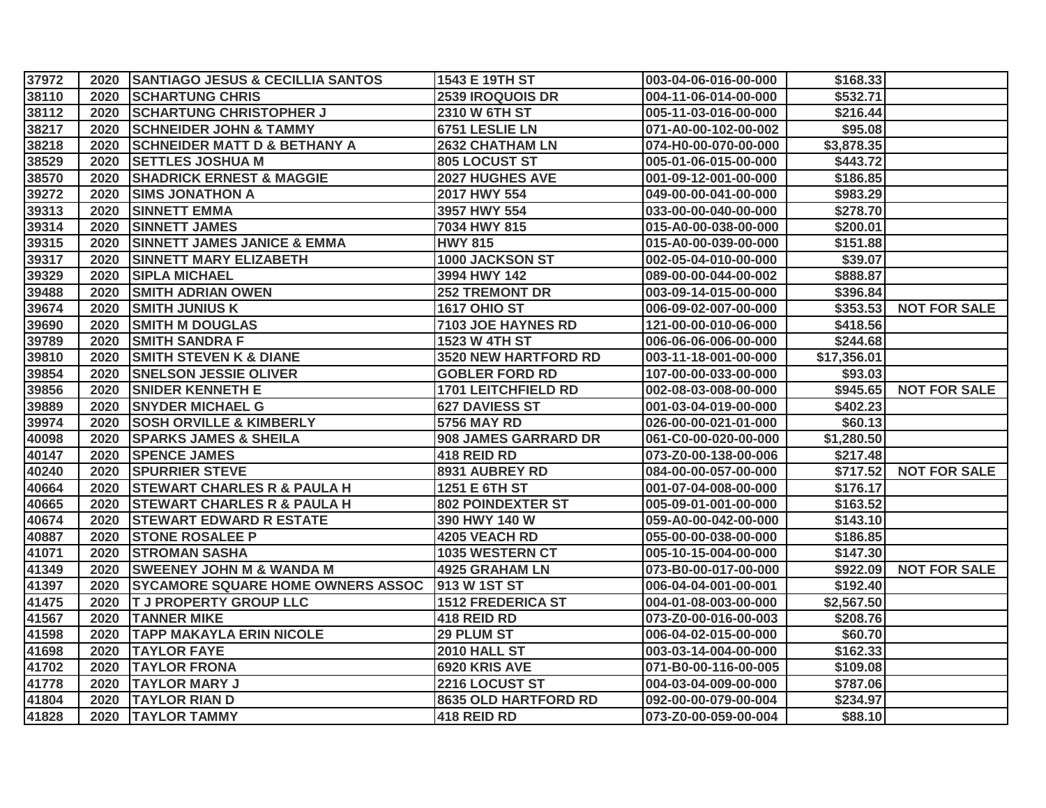| | | | | | | |
|---|---|---|---|---|---|---|
| 37972 | 2020 | SANTIAGO JESUS & CECILLIA SANTOS | 1543 E 19TH ST | 003-04-06-016-00-000 | $168.33 | |
| 38110 | 2020 | SCHARTUNG CHRIS | 2539 IROQUOIS DR | 004-11-06-014-00-000 | $532.71 | |
| 38112 | 2020 | SCHARTUNG CHRISTOPHER J | 2310 W 6TH ST | 005-11-03-016-00-000 | $216.44 | |
| 38217 | 2020 | SCHNEIDER JOHN & TAMMY | 6751 LESLIE LN | 071-A0-00-102-00-002 | $95.08 | |
| 38218 | 2020 | SCHNEIDER MATT D & BETHANY A | 2632 CHATHAM LN | 074-H0-00-070-00-000 | $3,878.35 | |
| 38529 | 2020 | SETTLES JOSHUA M | 805 LOCUST ST | 005-01-06-015-00-000 | $443.72 | |
| 38570 | 2020 | SHADRICK ERNEST & MAGGIE | 2027 HUGHES AVE | 001-09-12-001-00-000 | $186.85 | |
| 39272 | 2020 | SIMS JONATHON A | 2017 HWY 554 | 049-00-00-041-00-000 | $983.29 | |
| 39313 | 2020 | SINNETT EMMA | 3957 HWY 554 | 033-00-00-040-00-000 | $278.70 | |
| 39314 | 2020 | SINNETT JAMES | 7034 HWY 815 | 015-A0-00-038-00-000 | $200.01 | |
| 39315 | 2020 | SINNETT JAMES JANICE & EMMA | HWY 815 | 015-A0-00-039-00-000 | $151.88 | |
| 39317 | 2020 | SINNETT MARY ELIZABETH | 1000 JACKSON ST | 002-05-04-010-00-000 | $39.07 | |
| 39329 | 2020 | SIPLA MICHAEL | 3994 HWY 142 | 089-00-00-044-00-002 | $888.87 | |
| 39488 | 2020 | SMITH ADRIAN OWEN | 252 TREMONT DR | 003-09-14-015-00-000 | $396.84 | |
| 39674 | 2020 | SMITH JUNIUS K | 1617 OHIO ST | 006-09-02-007-00-000 | $353.53 | NOT FOR SALE |
| 39690 | 2020 | SMITH M DOUGLAS | 7103 JOE HAYNES RD | 121-00-00-010-06-000 | $418.56 | |
| 39789 | 2020 | SMITH SANDRA F | 1523 W 4TH ST | 006-06-06-006-00-000 | $244.68 | |
| 39810 | 2020 | SMITH STEVEN K & DIANE | 3520 NEW HARTFORD RD | 003-11-18-001-00-000 | $17,356.01 | |
| 39854 | 2020 | SNELSON JESSIE OLIVER | GOBLER FORD RD | 107-00-00-033-00-000 | $93.03 | |
| 39856 | 2020 | SNIDER KENNETH E | 1701 LEITCHFIELD RD | 002-08-03-008-00-000 | $945.65 | NOT FOR SALE |
| 39889 | 2020 | SNYDER MICHAEL G | 627 DAVIESS ST | 001-03-04-019-00-000 | $402.23 | |
| 39974 | 2020 | SOSH ORVILLE & KIMBERLY | 5756 MAY RD | 026-00-00-021-01-000 | $60.13 | |
| 40098 | 2020 | SPARKS JAMES & SHEILA | 908 JAMES GARRARD DR | 061-C0-00-020-00-000 | $1,280.50 | |
| 40147 | 2020 | SPENCE JAMES | 418 REID RD | 073-Z0-00-138-00-006 | $217.48 | |
| 40240 | 2020 | SPURRIER STEVE | 8931 AUBREY RD | 084-00-00-057-00-000 | $717.52 | NOT FOR SALE |
| 40664 | 2020 | STEWART CHARLES R & PAULA H | 1251 E 6TH ST | 001-07-04-008-00-000 | $176.17 | |
| 40665 | 2020 | STEWART CHARLES R & PAULA H | 802 POINDEXTER ST | 005-09-01-001-00-000 | $163.52 | |
| 40674 | 2020 | STEWART EDWARD R ESTATE | 390 HWY 140 W | 059-A0-00-042-00-000 | $143.10 | |
| 40887 | 2020 | STONE ROSALEE P | 4205 VEACH RD | 055-00-00-038-00-000 | $186.85 | |
| 41071 | 2020 | STROMAN SASHA | 1035 WESTERN CT | 005-10-15-004-00-000 | $147.30 | |
| 41349 | 2020 | SWEENEY JOHN M & WANDA M | 4925 GRAHAM LN | 073-B0-00-017-00-000 | $922.09 | NOT FOR SALE |
| 41397 | 2020 | SYCAMORE SQUARE HOME OWNERS ASSOC | 913 W 1ST ST | 006-04-04-001-00-001 | $192.40 | |
| 41475 | 2020 | T J PROPERTY GROUP LLC | 1512 FREDERICA ST | 004-01-08-003-00-000 | $2,567.50 | |
| 41567 | 2020 | TANNER MIKE | 418 REID RD | 073-Z0-00-016-00-003 | $208.76 | |
| 41598 | 2020 | TAPP MAKAYLA ERIN NICOLE | 29 PLUM ST | 006-04-02-015-00-000 | $60.70 | |
| 41698 | 2020 | TAYLOR FAYE | 2010 HALL ST | 003-03-14-004-00-000 | $162.33 | |
| 41702 | 2020 | TAYLOR FRONA | 6920 KRIS AVE | 071-B0-00-116-00-005 | $109.08 | |
| 41778 | 2020 | TAYLOR MARY J | 2216 LOCUST ST | 004-03-04-009-00-000 | $787.06 | |
| 41804 | 2020 | TAYLOR RIAN D | 8635 OLD HARTFORD RD | 092-00-00-079-00-004 | $234.97 | |
| 41828 | 2020 | TAYLOR TAMMY | 418 REID RD | 073-Z0-00-059-00-004 | $88.10 | |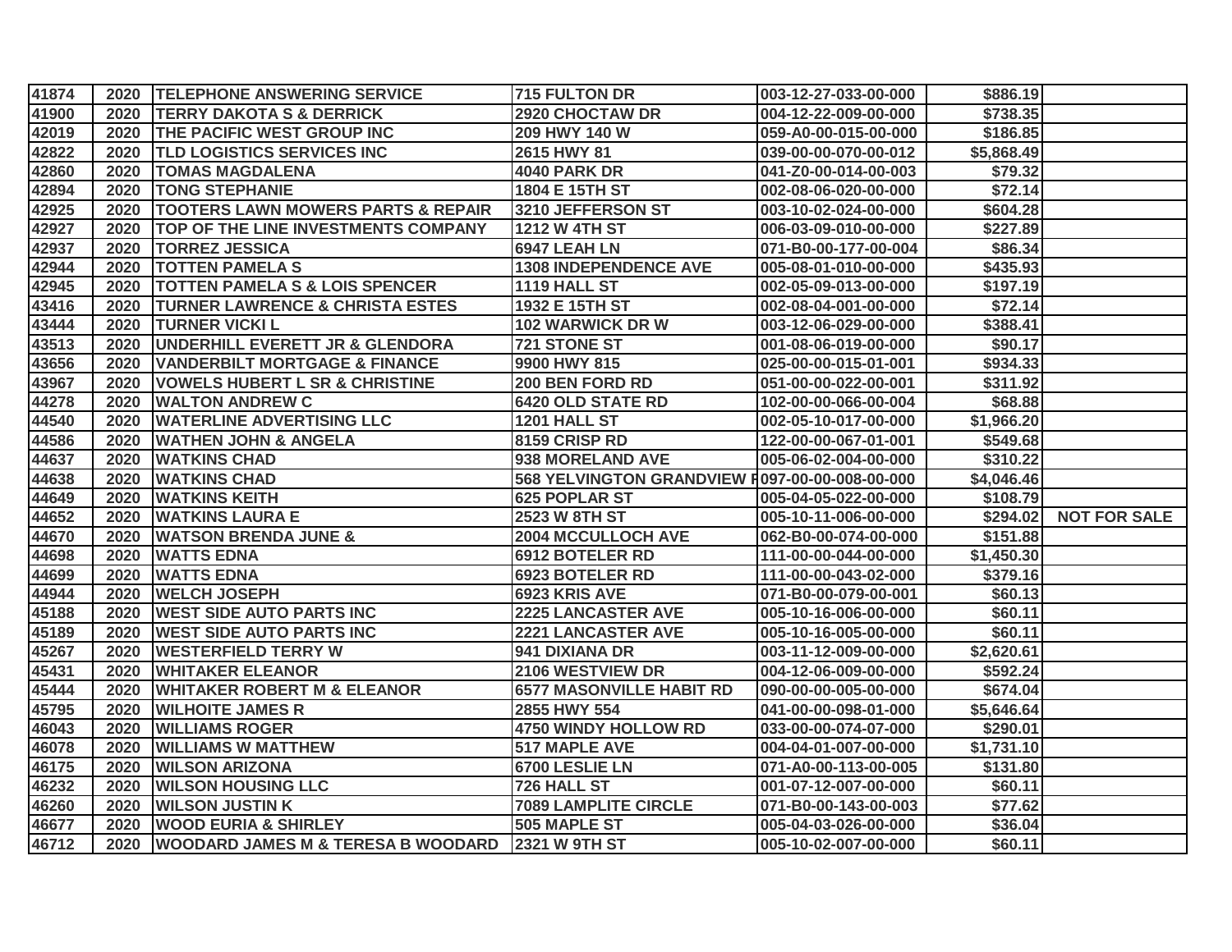| | | | | | | |
|---|---|---|---|---|---|---|
| 41874 | 2020 | TELEPHONE ANSWERING SERVICE | 715 FULTON DR | 003-12-27-033-00-000 | $886.19 | |
| 41900 | 2020 | TERRY DAKOTA S & DERRICK | 2920 CHOCTAW DR | 004-12-22-009-00-000 | $738.35 | |
| 42019 | 2020 | THE PACIFIC WEST GROUP INC | 209 HWY 140 W | 059-A0-00-015-00-000 | $186.85 | |
| 42822 | 2020 | TLD LOGISTICS SERVICES INC | 2615 HWY 81 | 039-00-00-070-00-012 | $5,868.49 | |
| 42860 | 2020 | TOMAS MAGDALENA | 4040 PARK DR | 041-Z0-00-014-00-003 | $79.32 | |
| 42894 | 2020 | TONG STEPHANIE | 1804 E 15TH ST | 002-08-06-020-00-000 | $72.14 | |
| 42925 | 2020 | TOOTERS LAWN MOWERS PARTS & REPAIR | 3210 JEFFERSON ST | 003-10-02-024-00-000 | $604.28 | |
| 42927 | 2020 | TOP OF THE LINE INVESTMENTS COMPANY | 1212 W 4TH ST | 006-03-09-010-00-000 | $227.89 | |
| 42937 | 2020 | TORREZ JESSICA | 6947 LEAH LN | 071-B0-00-177-00-004 | $86.34 | |
| 42944 | 2020 | TOTTEN PAMELA S | 1308 INDEPENDENCE AVE | 005-08-01-010-00-000 | $435.93 | |
| 42945 | 2020 | TOTTEN PAMELA S & LOIS SPENCER | 1119 HALL ST | 002-05-09-013-00-000 | $197.19 | |
| 43416 | 2020 | TURNER LAWRENCE & CHRISTA ESTES | 1932 E 15TH ST | 002-08-04-001-00-000 | $72.14 | |
| 43444 | 2020 | TURNER VICKI L | 102 WARWICK DR W | 003-12-06-029-00-000 | $388.41 | |
| 43513 | 2020 | UNDERHILL EVERETT JR & GLENDORA | 721 STONE ST | 001-08-06-019-00-000 | $90.17 | |
| 43656 | 2020 | VANDERBILT MORTGAGE & FINANCE | 9900 HWY 815 | 025-00-00-015-01-001 | $934.33 | |
| 43967 | 2020 | VOWELS HUBERT L SR & CHRISTINE | 200 BEN FORD RD | 051-00-00-022-00-001 | $311.92 | |
| 44278 | 2020 | WALTON ANDREW C | 6420 OLD STATE RD | 102-00-00-066-00-004 | $68.88 | |
| 44540 | 2020 | WATERLINE ADVERTISING LLC | 1201 HALL ST | 002-05-10-017-00-000 | $1,966.20 | |
| 44586 | 2020 | WATHEN JOHN & ANGELA | 8159 CRISP RD | 122-00-00-067-01-001 | $549.68 | |
| 44637 | 2020 | WATKINS CHAD | 938 MORELAND AVE | 005-06-02-004-00-000 | $310.22 | |
| 44638 | 2020 | WATKINS CHAD | 568 YELVINGTON GRANDVIEW R | 097-00-00-008-00-000 | $4,046.46 | |
| 44649 | 2020 | WATKINS KEITH | 625 POPLAR ST | 005-04-05-022-00-000 | $108.79 | |
| 44652 | 2020 | WATKINS LAURA E | 2523 W 8TH ST | 005-10-11-006-00-000 | $294.02 | NOT FOR SALE |
| 44670 | 2020 | WATSON BRENDA JUNE & | 2004 MCCULLOCH AVE | 062-B0-00-074-00-000 | $151.88 | |
| 44698 | 2020 | WATTS EDNA | 6912 BOTELER RD | 111-00-00-044-00-000 | $1,450.30 | |
| 44699 | 2020 | WATTS EDNA | 6923 BOTELER RD | 111-00-00-043-02-000 | $379.16 | |
| 44944 | 2020 | WELCH JOSEPH | 6923 KRIS AVE | 071-B0-00-079-00-001 | $60.13 | |
| 45188 | 2020 | WEST SIDE AUTO PARTS INC | 2225 LANCASTER AVE | 005-10-16-006-00-000 | $60.11 | |
| 45189 | 2020 | WEST SIDE AUTO PARTS INC | 2221 LANCASTER AVE | 005-10-16-005-00-000 | $60.11 | |
| 45267 | 2020 | WESTERFIELD TERRY W | 941 DIXIANA DR | 003-11-12-009-00-000 | $2,620.61 | |
| 45431 | 2020 | WHITAKER ELEANOR | 2106 WESTVIEW DR | 004-12-06-009-00-000 | $592.24 | |
| 45444 | 2020 | WHITAKER ROBERT M & ELEANOR | 6577 MASONVILLE HABIT RD | 090-00-00-005-00-000 | $674.04 | |
| 45795 | 2020 | WILHOITE JAMES R | 2855 HWY 554 | 041-00-00-098-01-000 | $5,646.64 | |
| 46043 | 2020 | WILLIAMS ROGER | 4750 WINDY HOLLOW RD | 033-00-00-074-07-000 | $290.01 | |
| 46078 | 2020 | WILLIAMS W MATTHEW | 517 MAPLE AVE | 004-04-01-007-00-000 | $1,731.10 | |
| 46175 | 2020 | WILSON ARIZONA | 6700 LESLIE LN | 071-A0-00-113-00-005 | $131.80 | |
| 46232 | 2020 | WILSON HOUSING LLC | 726 HALL ST | 001-07-12-007-00-000 | $60.11 | |
| 46260 | 2020 | WILSON JUSTIN K | 7089 LAMPLITE CIRCLE | 071-B0-00-143-00-003 | $77.62 | |
| 46677 | 2020 | WOOD EURIA & SHIRLEY | 505 MAPLE ST | 005-04-03-026-00-000 | $36.04 | |
| 46712 | 2020 | WOODARD JAMES M & TERESA B WOODARD | 2321 W 9TH ST | 005-10-02-007-00-000 | $60.11 | |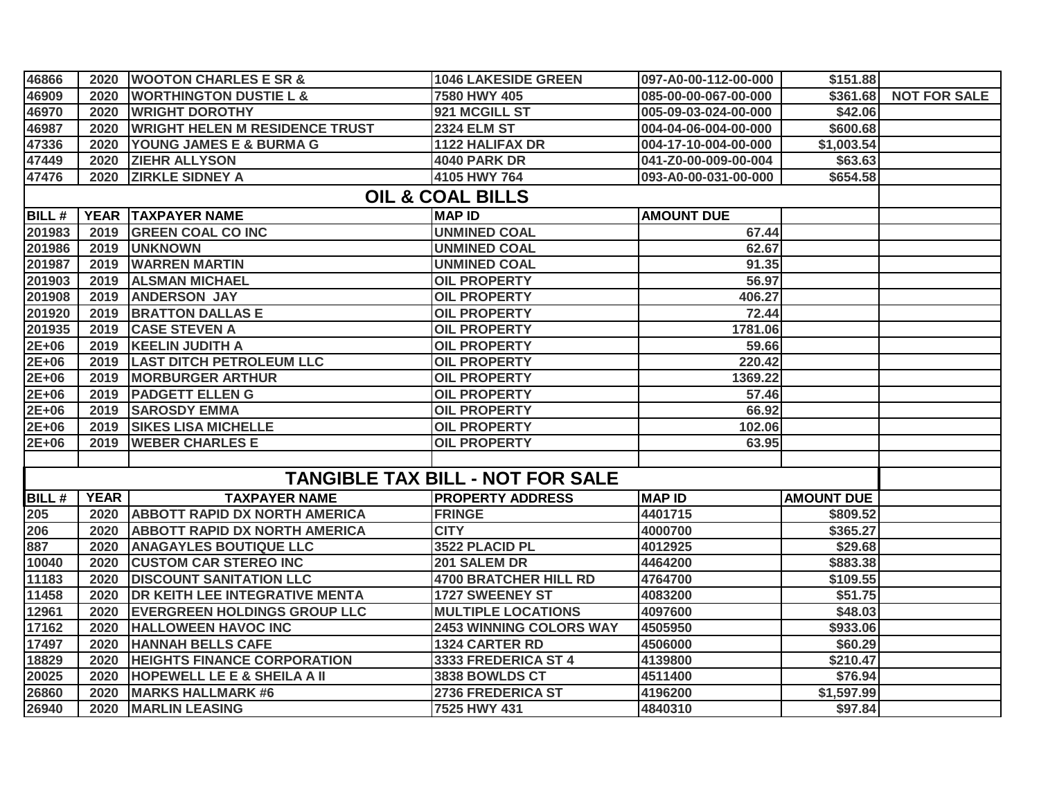| | | | | | | |
|---|---|---|---|---|---|---|
| 46866 | 2020 | WOOTON CHARLES E SR & | 1046 LAKESIDE GREEN | 097-A0-00-112-00-000 | $151.88 | |
| 46909 | 2020 | WORTHINGTON DUSTIE L & | 7580 HWY 405 | 085-00-00-067-00-000 | $361.68 | NOT FOR SALE |
| 46970 | 2020 | WRIGHT DOROTHY | 921 MCGILL ST | 005-09-03-024-00-000 | $42.06 | |
| 46987 | 2020 | WRIGHT HELEN M RESIDENCE TRUST | 2324 ELM ST | 004-04-06-004-00-000 | $600.68 | |
| 47336 | 2020 | YOUNG JAMES E & BURMA G | 1122 HALIFAX DR | 004-17-10-004-00-000 | $1,003.54 | |
| 47449 | 2020 | ZIEHR ALLYSON | 4040 PARK DR | 041-Z0-00-009-00-004 | $63.63 | |
| 47476 | 2020 | ZIRKLE SIDNEY A | 4105 HWY 764 | 093-A0-00-031-00-000 | $654.58 | |

## OIL & COAL BILLS

| BILL # | YEAR | TAXPAYER NAME | MAP ID | AMOUNT DUE |
|---|---|---|---|---|
| 201983 | 2019 | GREEN COAL CO INC | UNMINED COAL | 67.44 |
| 201986 | 2019 | UNKNOWN | UNMINED COAL | 62.67 |
| 201987 | 2019 | WARREN MARTIN | UNMINED COAL | 91.35 |
| 201903 | 2019 | ALSMAN MICHAEL | OIL PROPERTY | 56.97 |
| 201908 | 2019 | ANDERSON JAY | OIL PROPERTY | 406.27 |
| 201920 | 2019 | BRATTON DALLAS E | OIL PROPERTY | 72.44 |
| 201935 | 2019 | CASE STEVEN A | OIL PROPERTY | 1781.06 |
| 2E+06 | 2019 | KEELIN JUDITH A | OIL PROPERTY | 59.66 |
| 2E+06 | 2019 | LAST DITCH PETROLEUM LLC | OIL PROPERTY | 220.42 |
| 2E+06 | 2019 | MORBURGER ARTHUR | OIL PROPERTY | 1369.22 |
| 2E+06 | 2019 | PADGETT ELLEN G | OIL PROPERTY | 57.46 |
| 2E+06 | 2019 | SAROSDY EMMA | OIL PROPERTY | 66.92 |
| 2E+06 | 2019 | SIKES LISA MICHELLE | OIL PROPERTY | 102.06 |
| 2E+06 | 2019 | WEBER CHARLES E | OIL PROPERTY | 63.95 |

## TANGIBLE TAX BILL - NOT FOR SALE

| BILL # | YEAR | TAXPAYER NAME | PROPERTY ADDRESS | MAP ID | AMOUNT DUE |
|---|---|---|---|---|---|
| 205 | 2020 | ABBOTT RAPID DX NORTH AMERICA | FRINGE | 4401715 | $809.52 |
| 206 | 2020 | ABBOTT RAPID DX NORTH AMERICA | CITY | 4000700 | $365.27 |
| 887 | 2020 | ANAGAYLES BOUTIQUE LLC | 3522 PLACID PL | 4012925 | $29.68 |
| 10040 | 2020 | CUSTOM CAR STEREO INC | 201 SALEM DR | 4464200 | $883.38 |
| 11183 | 2020 | DISCOUNT SANITATION LLC | 4700 BRATCHER HILL RD | 4764700 | $109.55 |
| 11458 | 2020 | DR KEITH LEE INTEGRATIVE MENTA | 1727 SWEENEY ST | 4083200 | $51.75 |
| 12961 | 2020 | EVERGREEN HOLDINGS GROUP LLC | MULTIPLE LOCATIONS | 4097600 | $48.03 |
| 17162 | 2020 | HALLOWEEN HAVOC INC | 2453 WINNING COLORS WAY | 4505950 | $933.06 |
| 17497 | 2020 | HANNAH BELLS CAFE | 1324 CARTER RD | 4506000 | $60.29 |
| 18829 | 2020 | HEIGHTS FINANCE CORPORATION | 3333 FREDERICA ST 4 | 4139800 | $210.47 |
| 20025 | 2020 | HOPEWELL LE E & SHEILA A II | 3838 BOWLDS CT | 4511400 | $76.94 |
| 26860 | 2020 | MARKS HALLMARK #6 | 2736 FREDERICA ST | 4196200 | $1,597.99 |
| 26940 | 2020 | MARLIN LEASING | 7525 HWY 431 | 4840310 | $97.84 |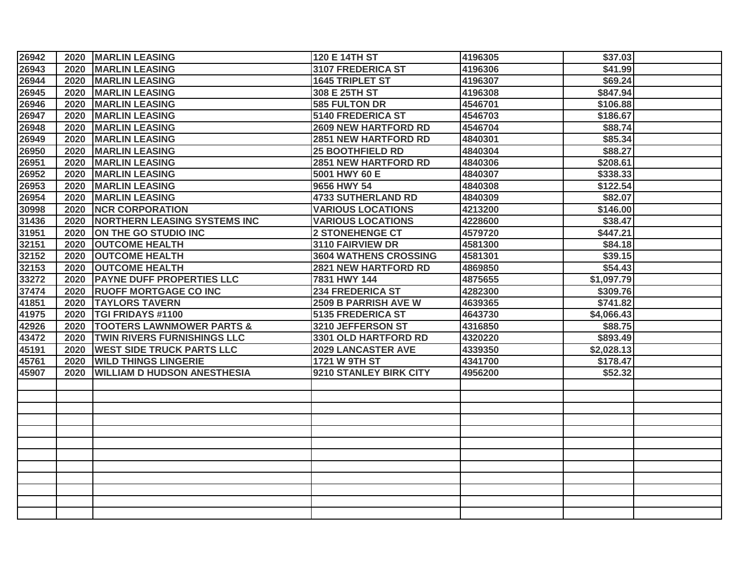| | | | | | | |
|---|---|---|---|---|---|---|
| 26942 | 2020 | MARLIN LEASING | 120 E 14TH ST | 4196305 | $37.03 | |
| 26943 | 2020 | MARLIN LEASING | 3107 FREDERICA ST | 4196306 | $41.99 | |
| 26944 | 2020 | MARLIN LEASING | 1645 TRIPLET ST | 4196307 | $69.24 | |
| 26945 | 2020 | MARLIN LEASING | 308 E 25TH ST | 4196308 | $847.94 | |
| 26946 | 2020 | MARLIN LEASING | 585 FULTON DR | 4546701 | $106.88 | |
| 26947 | 2020 | MARLIN LEASING | 5140 FREDERICA ST | 4546703 | $186.67 | |
| 26948 | 2020 | MARLIN LEASING | 2609 NEW HARTFORD RD | 4546704 | $88.74 | |
| 26949 | 2020 | MARLIN LEASING | 2851 NEW HARTFORD RD | 4840301 | $85.34 | |
| 26950 | 2020 | MARLIN LEASING | 25 BOOTHFIELD RD | 4840304 | $88.27 | |
| 26951 | 2020 | MARLIN LEASING | 2851 NEW HARTFORD RD | 4840306 | $208.61 | |
| 26952 | 2020 | MARLIN LEASING | 5001 HWY 60 E | 4840307 | $338.33 | |
| 26953 | 2020 | MARLIN LEASING | 9656 HWY 54 | 4840308 | $122.54 | |
| 26954 | 2020 | MARLIN LEASING | 4733 SUTHERLAND RD | 4840309 | $82.07 | |
| 30998 | 2020 | NCR CORPORATION | VARIOUS LOCATIONS | 4213200 | $146.00 | |
| 31436 | 2020 | NORTHERN LEASING SYSTEMS INC | VARIOUS LOCATIONS | 4228600 | $38.47 | |
| 31951 | 2020 | ON THE GO STUDIO INC | 2 STONEHENGE CT | 4579720 | $447.21 | |
| 32151 | 2020 | OUTCOME HEALTH | 3110 FAIRVIEW DR | 4581300 | $84.18 | |
| 32152 | 2020 | OUTCOME HEALTH | 3604 WATHENS CROSSING | 4581301 | $39.15 | |
| 32153 | 2020 | OUTCOME HEALTH | 2821 NEW HARTFORD RD | 4869850 | $54.43 | |
| 33272 | 2020 | PAYNE DUFF PROPERTIES LLC | 7831 HWY 144 | 4875655 | $1,097.79 | |
| 37474 | 2020 | RUOFF MORTGAGE CO INC | 234 FREDERICA ST | 4282300 | $309.76 | |
| 41851 | 2020 | TAYLORS TAVERN | 2509 B PARRISH AVE W | 4639365 | $741.82 | |
| 41975 | 2020 | TGI FRIDAYS #1100 | 5135 FREDERICA ST | 4643730 | $4,066.43 | |
| 42926 | 2020 | TOOTERS LAWNMOWER PARTS & | 3210 JEFFERSON ST | 4316850 | $88.75 | |
| 43472 | 2020 | TWIN RIVERS FURNISHINGS LLC | 3301 OLD HARTFORD RD | 4320220 | $893.49 | |
| 45191 | 2020 | WEST SIDE TRUCK PARTS LLC | 2029 LANCASTER AVE | 4339350 | $2,028.13 | |
| 45761 | 2020 | WILD THINGS LINGERIE | 1721 W 9TH ST | 4341700 | $178.47 | |
| 45907 | 2020 | WILLIAM D HUDSON ANESTHESIA | 9210 STANLEY BIRK CITY | 4956200 | $52.32 | |